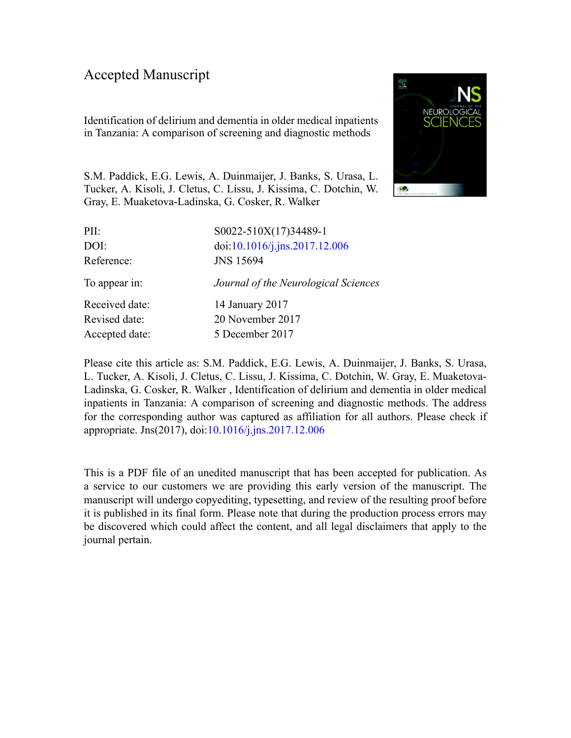# Accepted Manuscript

Identification of delirium and dementia in older medical inpatients in Tanzania: A comparison of screening and diagnostic methods

S.M. Paddick, E.G. Lewis, A. Duinmaijer, J. Banks, S. Urasa, L. Tucker, A. Kisoli, J. Cletus, C. Lissu, J. Kissima, C. Dotchin, W. Gray, E. Muaketova-Ladinska, G. Cosker, R. Walker

| | |
|---|---|
| PII: | S0022-510X(17)34489-1 |
| DOI: | doi:10.1016/j.jns.2017.12.006 |
| Reference: | JNS 15694 |
| To appear in: | *Journal of the Neurological Sciences* |
| Received date: | 14 January 2017 |
| Revised date: | 20 November 2017 |
| Accepted date: | 5 December 2017 |

Please cite this article as: S.M. Paddick, E.G. Lewis, A. Duinmaijer, J. Banks, S. Urasa, L. Tucker, A. Kisoli, J. Cletus, C. Lissu, J. Kissima, C. Dotchin, W. Gray, E. Muaketova-Ladinska, G. Cosker, R. Walker , Identification of delirium and dementia in older medical inpatients in Tanzania: A comparison of screening and diagnostic methods. The address for the corresponding author was captured as affiliation for all authors. Please check if appropriate. Jns(2017), doi:10.1016/j.jns.2017.12.006

This is a PDF file of an unedited manuscript that has been accepted for publication. As a service to our customers we are providing this early version of the manuscript. The manuscript will undergo copyediting, typesetting, and review of the resulting proof before it is published in its final form. Please note that during the production process errors may be discovered which could affect the content, and all legal disclaimers that apply to the journal pertain.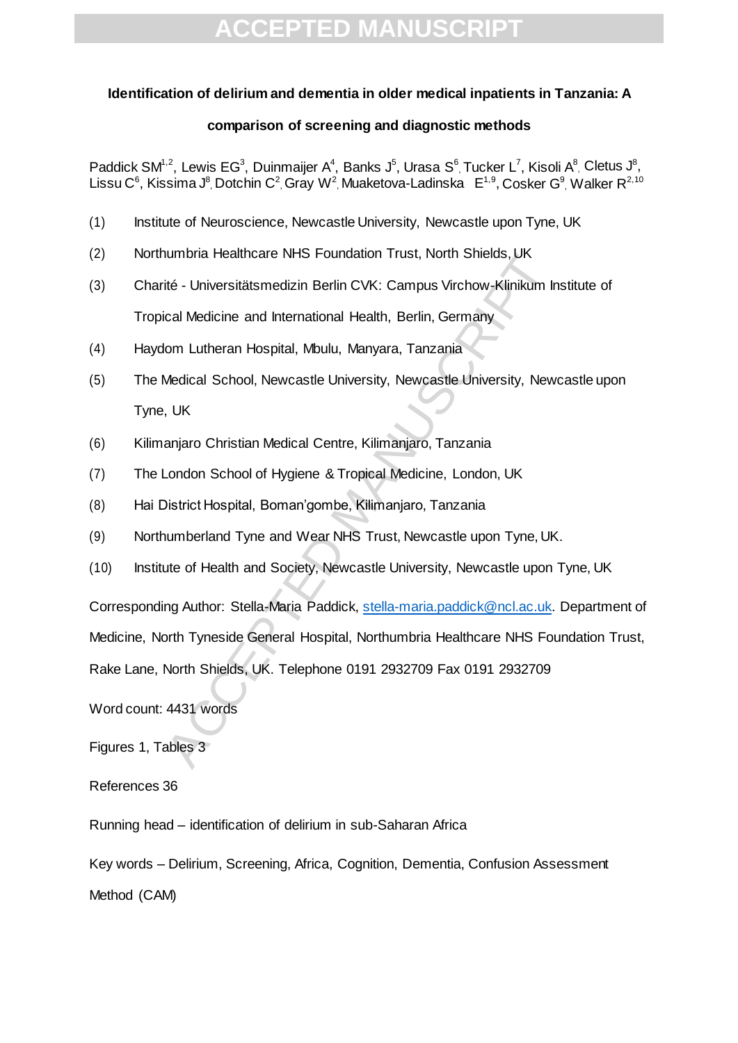**Identification of delirium and dementia in older medical inpatients in Tanzania: A comparison of screening and diagnostic methods**

Paddick SM[1,2], Lewis EG[3], Duinmaijer A[4], Banks J[5], Urasa S[6], Tucker L[7], Kisoli A[8], Cletus J[8], Lissu C[6], Kissima J[8], Dotchin C[2], Gray W[2], Muaketova-Ladinska E[1,9], Cosker G[9], Walker R[2,10]

(1) Institute of Neuroscience, Newcastle University, Newcastle upon Tyne, UK

(2) Northumbria Healthcare NHS Foundation Trust, North Shields, UK

(3) Charité - Universitätsmedizin Berlin CVK: Campus Virchow-Klinikum Institute of Tropical Medicine and International Health, Berlin, Germany

(4) Haydom Lutheran Hospital, Mbulu, Manyara, Tanzania

(5) The Medical School, Newcastle University, Newcastle University, Newcastle upon Tyne, UK

(6) Kilimanjaro Christian Medical Centre, Kilimanjaro, Tanzania

(7) The London School of Hygiene & Tropical Medicine, London, UK

(8) Hai District Hospital, Boman'gombe, Kilimanjaro, Tanzania

(9) Northumberland Tyne and Wear NHS Trust, Newcastle upon Tyne, UK.

(10) Institute of Health and Society, Newcastle University, Newcastle upon Tyne, UK

Corresponding Author: Stella-Maria Paddick, stella-maria.paddick@ncl.ac.uk. Department of Medicine, North Tyneside General Hospital, Northumbria Healthcare NHS Foundation Trust, Rake Lane, North Shields, UK. Telephone 0191 2932709 Fax 0191 2932709

Word count: 4431 words

Figures 1, Tables 3

References 36

Running head – identification of delirium in sub-Saharan Africa

Key words – Delirium, Screening, Africa, Cognition, Dementia, Confusion Assessment Method (CAM)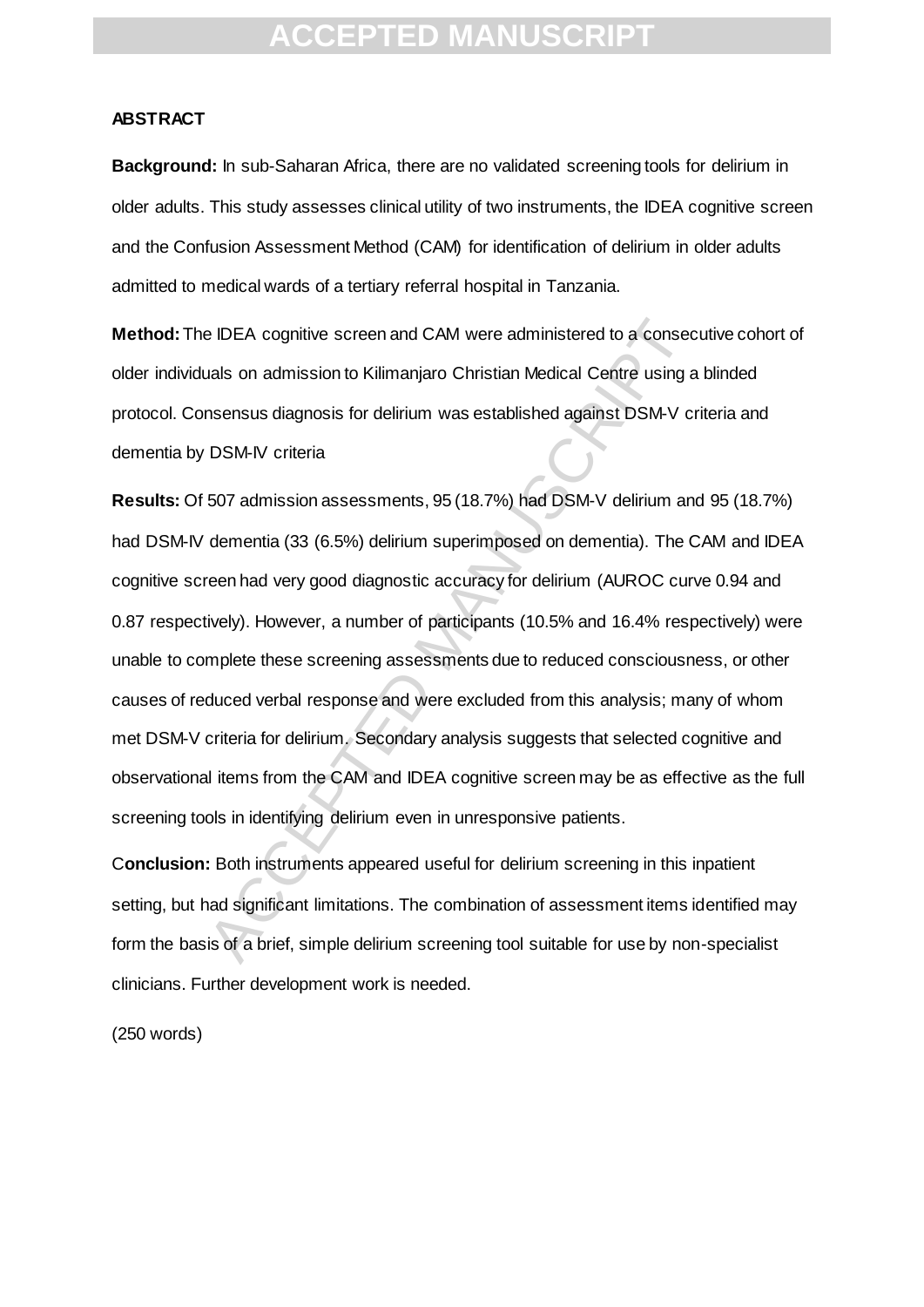**ABSTRACT**

**Background:** In sub-Saharan Africa, there are no validated screening tools for delirium in older adults. This study assesses clinical utility of two instruments, the IDEA cognitive screen and the Confusion Assessment Method (CAM) for identification of delirium in older adults admitted to medical wards of a tertiary referral hospital in Tanzania.

**Method:** The IDEA cognitive screen and CAM were administered to a consecutive cohort of older individuals on admission to Kilimanjaro Christian Medical Centre using a blinded protocol. Consensus diagnosis for delirium was established against DSM-V criteria and dementia by DSM-IV criteria

**Results:** Of 507 admission assessments, 95 (18.7%) had DSM-V delirium and 95 (18.7%) had DSM-IV dementia (33 (6.5%) delirium superimposed on dementia). The CAM and IDEA cognitive screen had very good diagnostic accuracy for delirium (AUROC curve 0.94 and 0.87 respectively). However, a number of participants (10.5% and 16.4% respectively) were unable to complete these screening assessments due to reduced consciousness, or other causes of reduced verbal response and were excluded from this analysis; many of whom met DSM-V criteria for delirium. Secondary analysis suggests that selected cognitive and observational items from the CAM and IDEA cognitive screen may be as effective as the full screening tools in identifying delirium even in unresponsive patients.

**Conclusion:** Both instruments appeared useful for delirium screening in this inpatient setting, but had significant limitations. The combination of assessment items identified may form the basis of a brief, simple delirium screening tool suitable for use by non-specialist clinicians. Further development work is needed.

(250 words)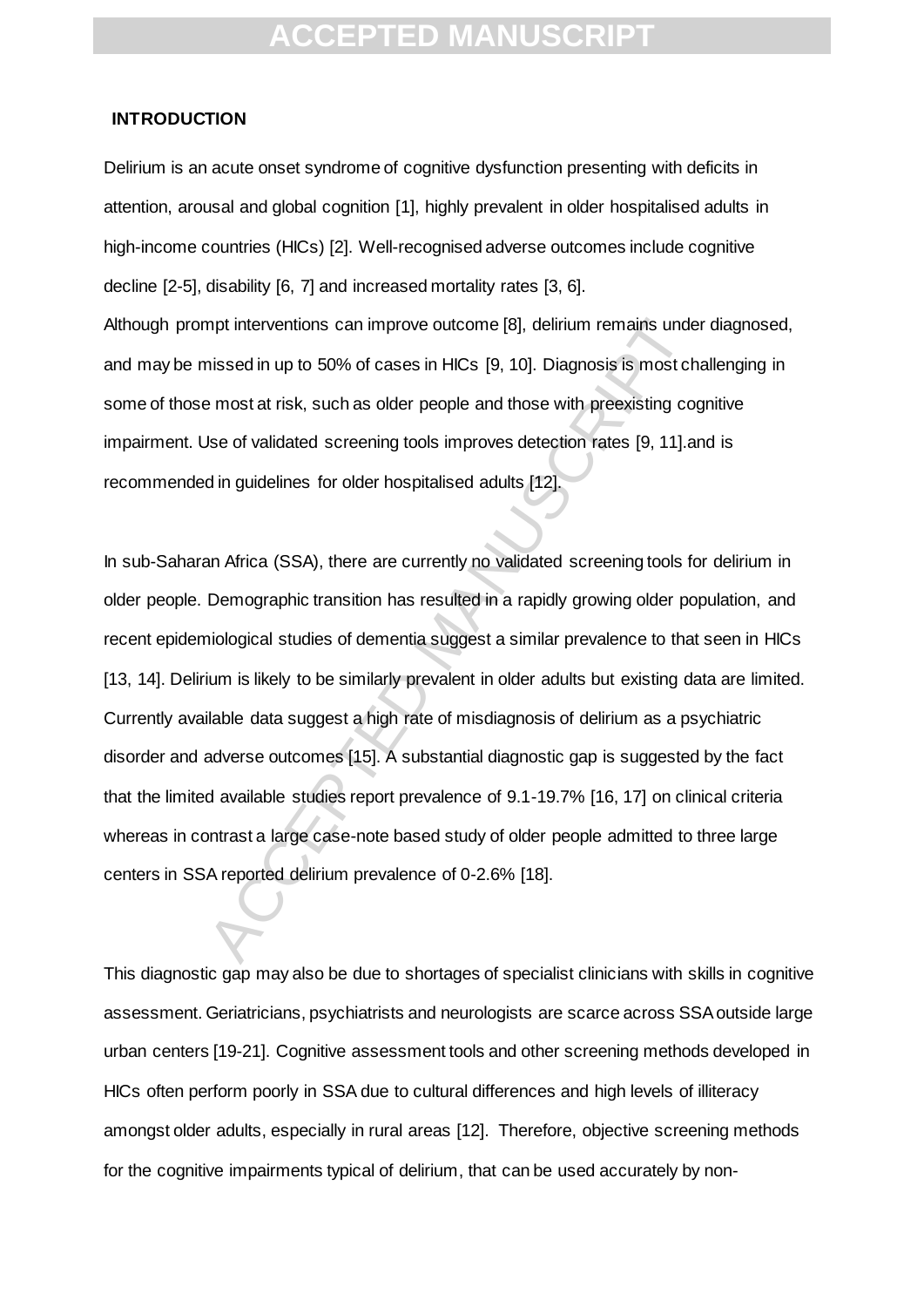## INTRODUCTION

Delirium is an acute onset syndrome of cognitive dysfunction presenting with deficits in attention, arousal and global cognition [1], highly prevalent in older hospitalised adults in high-income countries (HICs) [2]. Well-recognised adverse outcomes include cognitive decline [2-5], disability [6, 7] and increased mortality rates [3, 6].

Although prompt interventions can improve outcome [8], delirium remains under diagnosed, and may be missed in up to 50% of cases in HICs [9, 10]. Diagnosis is most challenging in some of those most at risk, such as older people and those with preexisting cognitive impairment. Use of validated screening tools improves detection rates [9, 11].and is recommended in guidelines for older hospitalised adults [12].

In sub-Saharan Africa (SSA), there are currently no validated screening tools for delirium in older people. Demographic transition has resulted in a rapidly growing older population, and recent epidemiological studies of dementia suggest a similar prevalence to that seen in HICs [13, 14]. Delirium is likely to be similarly prevalent in older adults but existing data are limited. Currently available data suggest a high rate of misdiagnosis of delirium as a psychiatric disorder and adverse outcomes [15]. A substantial diagnostic gap is suggested by the fact that the limited available studies report prevalence of 9.1-19.7% [16, 17] on clinical criteria whereas in contrast a large case-note based study of older people admitted to three large centers in SSA reported delirium prevalence of 0-2.6% [18].

This diagnostic gap may also be due to shortages of specialist clinicians with skills in cognitive assessment. Geriatricians, psychiatrists and neurologists are scarce across SSA outside large urban centers [19-21]. Cognitive assessment tools and other screening methods developed in HICs often perform poorly in SSA due to cultural differences and high levels of illiteracy amongst older adults, especially in rural areas [12]. Therefore, objective screening methods for the cognitive impairments typical of delirium, that can be used accurately by non-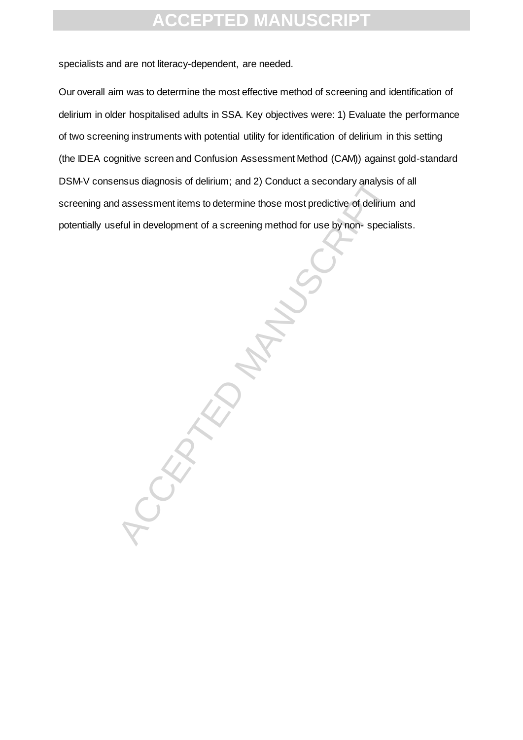specialists and are not literacy-dependent, are needed.

Our overall aim was to determine the most effective method of screening and identification of delirium in older hospitalised adults in SSA. Key objectives were: 1) Evaluate the performance of two screening instruments with potential utility for identification of delirium in this setting (the IDEA cognitive screen and Confusion Assessment Method (CAM)) against gold-standard DSM-V consensus diagnosis of delirium; and 2) Conduct a secondary analysis of all screening and assessment items to determine those most predictive of delirium and potentially useful in development of a screening method for use by non- specialists.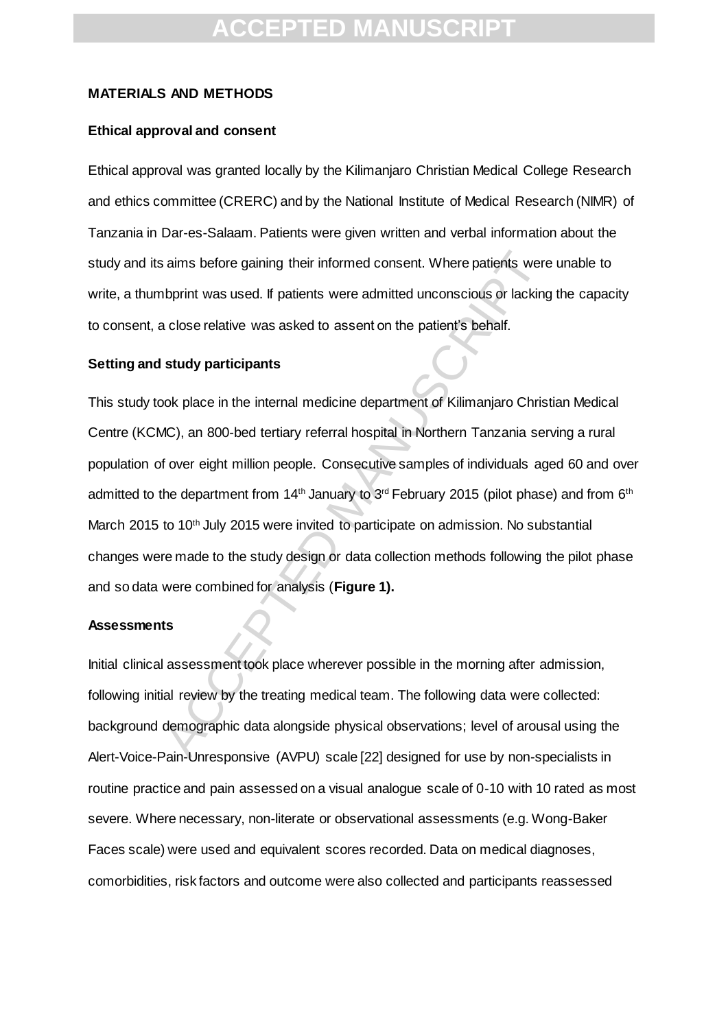## MATERIALS AND METHODS

### Ethical approval and consent

Ethical approval was granted locally by the Kilimanjaro Christian Medical College Research and ethics committee (CRERC) and by the National Institute of Medical Research (NIMR) of Tanzania in Dar-es-Salaam. Patients were given written and verbal information about the study and its aims before gaining their informed consent. Where patients were unable to write, a thumbprint was used. If patients were admitted unconscious or lacking the capacity to consent, a close relative was asked to assent on the patient's behalf.

### Setting and study participants

This study took place in the internal medicine department of Kilimanjaro Christian Medical Centre (KCMC), an 800-bed tertiary referral hospital in Northern Tanzania serving a rural population of over eight million people. Consecutive samples of individuals aged 60 and over admitted to the department from 14th January to 3rd February 2015 (pilot phase) and from 6th March 2015 to 10th July 2015 were invited to participate on admission. No substantial changes were made to the study design or data collection methods following the pilot phase and so data were combined for analysis (**Figure 1).**

### Assessments

Initial clinical assessment took place wherever possible in the morning after admission, following initial review by the treating medical team. The following data were collected: background demographic data alongside physical observations; level of arousal using the Alert-Voice-Pain-Unresponsive (AVPU) scale [22] designed for use by non-specialists in routine practice and pain assessed on a visual analogue scale of 0-10 with 10 rated as most severe. Where necessary, non-literate or observational assessments (e.g. Wong-Baker Faces scale) were used and equivalent scores recorded. Data on medical diagnoses, comorbidities, risk factors and outcome were also collected and participants reassessed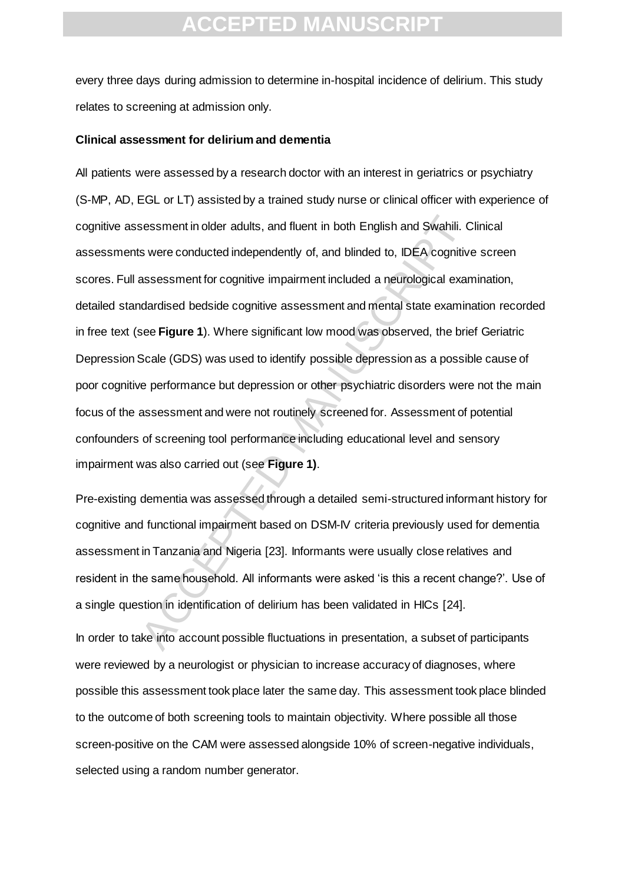every three days during admission to determine in-hospital incidence of delirium. This study relates to screening at admission only.

**Clinical assessment for delirium and dementia**

All patients were assessed by a research doctor with an interest in geriatrics or psychiatry (S-MP, AD, EGL or LT) assisted by a trained study nurse or clinical officer with experience of cognitive assessment in older adults, and fluent in both English and Swahili. Clinical assessments were conducted independently of, and blinded to, IDEA cognitive screen scores. Full assessment for cognitive impairment included a neurological examination, detailed standardised bedside cognitive assessment and mental state examination recorded in free text (see **Figure 1**). Where significant low mood was observed, the brief Geriatric Depression Scale (GDS) was used to identify possible depression as a possible cause of poor cognitive performance but depression or other psychiatric disorders were not the main focus of the assessment and were not routinely screened for. Assessment of potential confounders of screening tool performance including educational level and sensory impairment was also carried out (see **Figure 1)**.

Pre-existing dementia was assessed through a detailed semi-structured informant history for cognitive and functional impairment based on DSM-IV criteria previously used for dementia assessment in Tanzania and Nigeria [23]. Informants were usually close relatives and resident in the same household. All informants were asked 'is this a recent change?'. Use of a single question in identification of delirium has been validated in HICs [24].

In order to take into account possible fluctuations in presentation, a subset of participants were reviewed by a neurologist or physician to increase accuracy of diagnoses, where possible this assessment took place later the same day. This assessment took place blinded to the outcome of both screening tools to maintain objectivity. Where possible all those screen-positive on the CAM were assessed alongside 10% of screen-negative individuals, selected using a random number generator.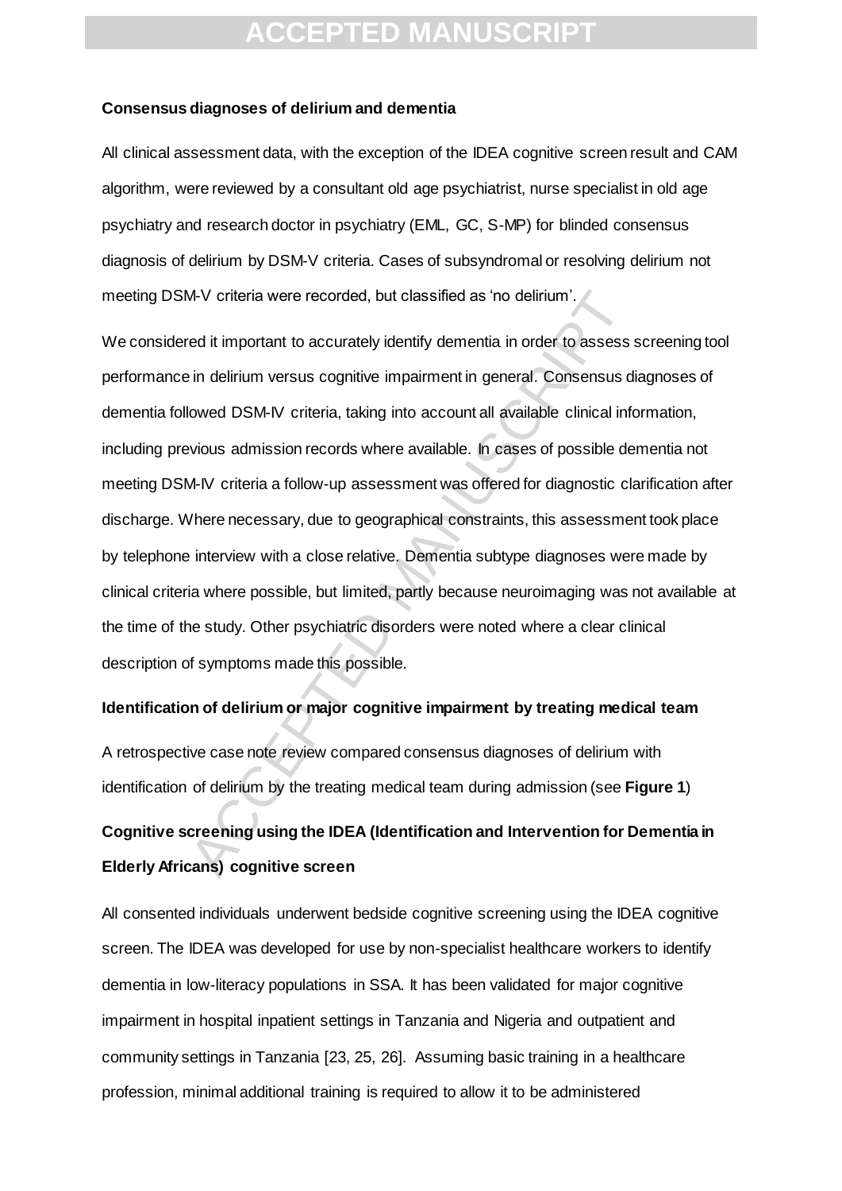**Consensus diagnoses of delirium and dementia**

All clinical assessment data, with the exception of the IDEA cognitive screen result and CAM algorithm, were reviewed by a consultant old age psychiatrist, nurse specialist in old age psychiatry and research doctor in psychiatry (EML, GC, S-MP) for blinded consensus diagnosis of delirium by DSM-V criteria. Cases of subsyndromal or resolving delirium not meeting DSM-V criteria were recorded, but classified as 'no delirium'.

We considered it important to accurately identify dementia in order to assess screening tool performance in delirium versus cognitive impairment in general. Consensus diagnoses of dementia followed DSM-IV criteria, taking into account all available clinical information, including previous admission records where available. In cases of possible dementia not meeting DSM-IV criteria a follow-up assessment was offered for diagnostic clarification after discharge. Where necessary, due to geographical constraints, this assessment took place by telephone interview with a close relative. Dementia subtype diagnoses were made by clinical criteria where possible, but limited, partly because neuroimaging was not available at the time of the study. Other psychiatric disorders were noted where a clear clinical description of symptoms made this possible.

**Identification of delirium or major cognitive impairment by treating medical team**

A retrospective case note review compared consensus diagnoses of delirium with identification of delirium by the treating medical team during admission (see **Figure 1**)

**Cognitive screening using the IDEA (Identification and Intervention for Dementia in Elderly Africans) cognitive screen**

All consented individuals underwent bedside cognitive screening using the IDEA cognitive screen. The IDEA was developed for use by non-specialist healthcare workers to identify dementia in low-literacy populations in SSA. It has been validated for major cognitive impairment in hospital inpatient settings in Tanzania and Nigeria and outpatient and community settings in Tanzania [23, 25, 26]. Assuming basic training in a healthcare profession, minimal additional training is required to allow it to be administered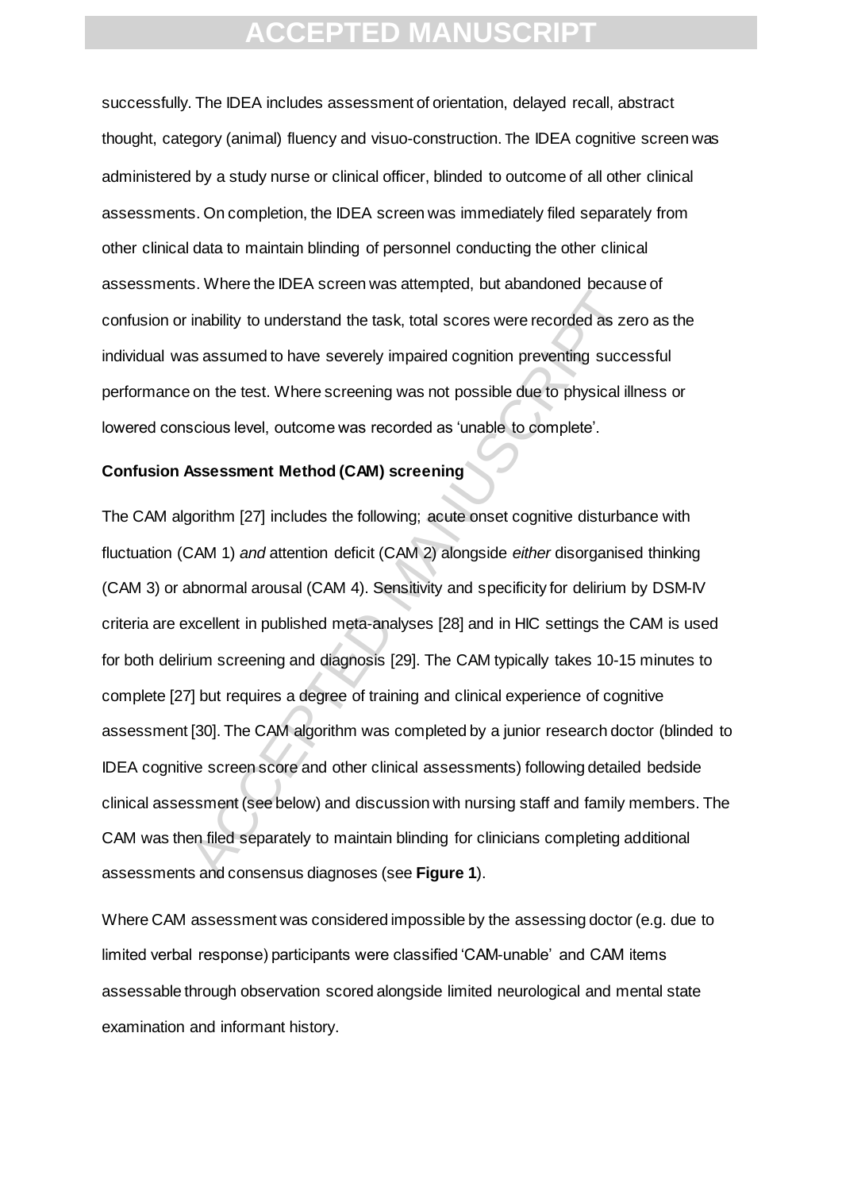successfully. The IDEA includes assessment of orientation, delayed recall, abstract thought, category (animal) fluency and visuo-construction. The IDEA cognitive screen was administered by a study nurse or clinical officer, blinded to outcome of all other clinical assessments. On completion, the IDEA screen was immediately filed separately from other clinical data to maintain blinding of personnel conducting the other clinical assessments. Where the IDEA screen was attempted, but abandoned because of confusion or inability to understand the task, total scores were recorded as zero as the individual was assumed to have severely impaired cognition preventing successful performance on the test. Where screening was not possible due to physical illness or lowered conscious level, outcome was recorded as 'unable to complete'.

**Confusion Assessment Method (CAM) screening**

The CAM algorithm [27] includes the following; acute onset cognitive disturbance with fluctuation (CAM 1) *and* attention deficit (CAM 2) alongside *either* disorganised thinking (CAM 3) or abnormal arousal (CAM 4). Sensitivity and specificity for delirium by DSM-IV criteria are excellent in published meta-analyses [28] and in HIC settings the CAM is used for both delirium screening and diagnosis [29]. The CAM typically takes 10-15 minutes to complete [27] but requires a degree of training and clinical experience of cognitive assessment [30]. The CAM algorithm was completed by a junior research doctor (blinded to IDEA cognitive screen score and other clinical assessments) following detailed bedside clinical assessment (see below) and discussion with nursing staff and family members. The CAM was then filed separately to maintain blinding for clinicians completing additional assessments and consensus diagnoses (see **Figure 1**).

Where CAM assessment was considered impossible by the assessing doctor (e.g. due to limited verbal response) participants were classified 'CAM-unable' and CAM items assessable through observation scored alongside limited neurological and mental state examination and informant history.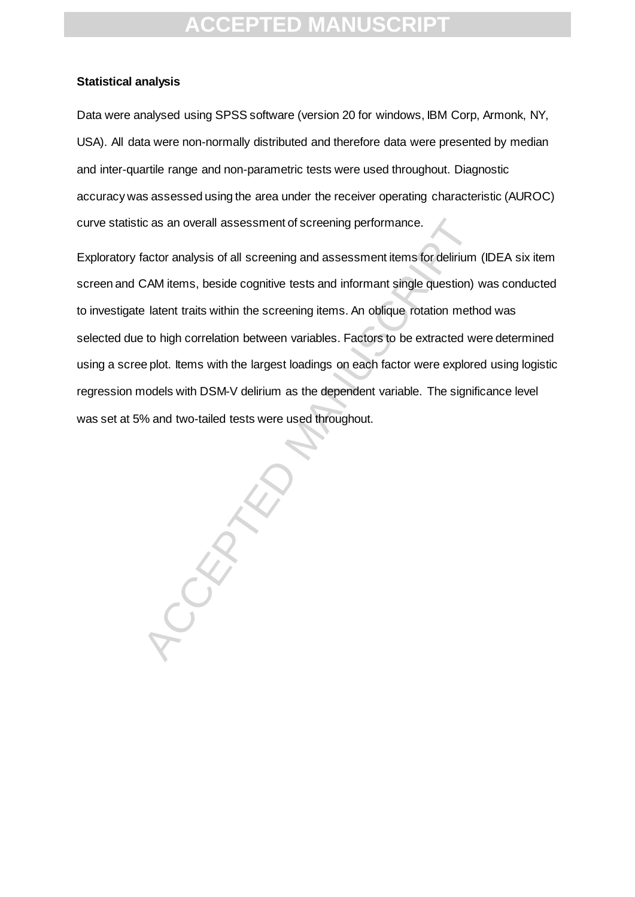**Statistical analysis**

Data were analysed using SPSS software (version 20 for windows, IBM Corp, Armonk, NY, USA). All data were non-normally distributed and therefore data were presented by median and inter-quartile range and non-parametric tests were used throughout. Diagnostic accuracy was assessed using the area under the receiver operating characteristic (AUROC) curve statistic as an overall assessment of screening performance.

Exploratory factor analysis of all screening and assessment items for delirium (IDEA six item screen and CAM items, beside cognitive tests and informant single question) was conducted to investigate latent traits within the screening items. An oblique rotation method was selected due to high correlation between variables. Factors to be extracted were determined using a scree plot. Items with the largest loadings on each factor were explored using logistic regression models with DSM-V delirium as the dependent variable. The significance level was set at 5% and two-tailed tests were used throughout.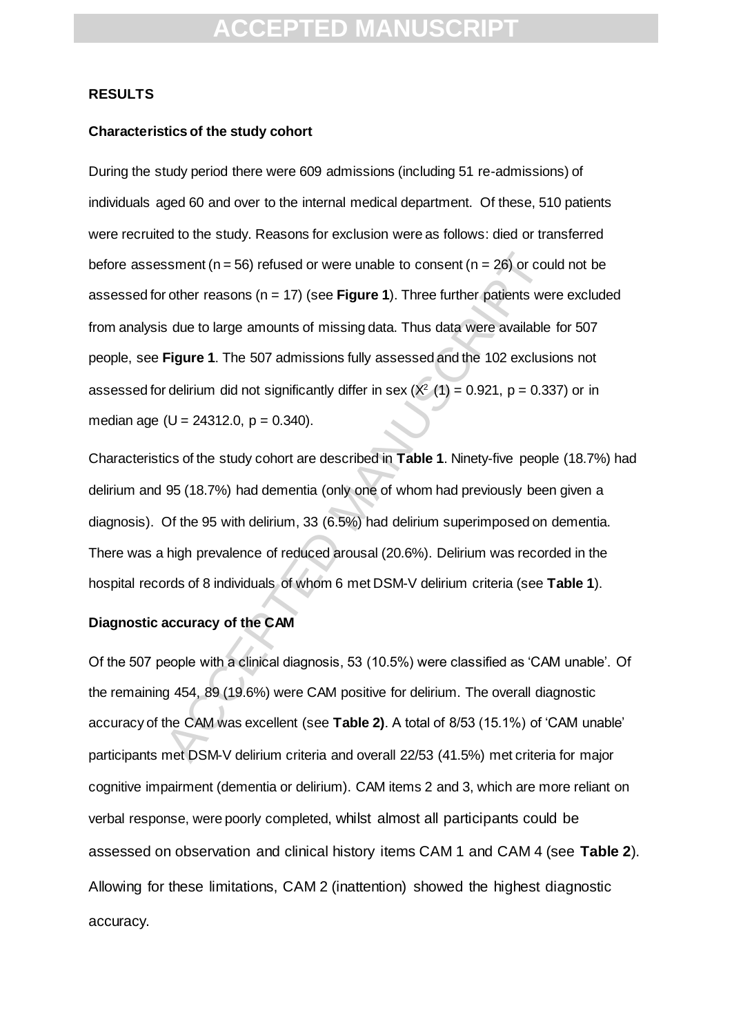## RESULTS

### Characteristics of the study cohort

During the study period there were 609 admissions (including 51 re-admissions) of individuals aged 60 and over to the internal medical department. Of these, 510 patients were recruited to the study. Reasons for exclusion were as follows: died or transferred before assessment (n = 56) refused or were unable to consent (n = 26) or could not be assessed for other reasons (n = 17) (see **Figure 1**). Three further patients were excluded from analysis due to large amounts of missing data. Thus data were available for 507 people, see **Figure 1**. The 507 admissions fully assessed and the 102 exclusions not assessed for delirium did not significantly differ in sex ($X^2$ (1) = 0.921, p = 0.337) or in median age (U = 24312.0, p = 0.340).

Characteristics of the study cohort are described in **Table 1**. Ninety-five people (18.7%) had delirium and 95 (18.7%) had dementia (only one of whom had previously been given a diagnosis). Of the 95 with delirium, 33 (6.5%) had delirium superimposed on dementia. There was a high prevalence of reduced arousal (20.6%). Delirium was recorded in the hospital records of 8 individuals of whom 6 met DSM-V delirium criteria (see **Table 1**).

### Diagnostic accuracy of the CAM

Of the 507 people with a clinical diagnosis, 53 (10.5%) were classified as 'CAM unable'. Of the remaining 454, 89 (19.6%) were CAM positive for delirium. The overall diagnostic accuracy of the CAM was excellent (see **Table 2)**. A total of 8/53 (15.1%) of 'CAM unable' participants met DSM-V delirium criteria and overall 22/53 (41.5%) met criteria for major cognitive impairment (dementia or delirium). CAM items 2 and 3, which are more reliant on verbal response, were poorly completed, whilst almost all participants could be assessed on observation and clinical history items CAM 1 and CAM 4 (see **Table 2**). Allowing for these limitations, CAM 2 (inattention) showed the highest diagnostic accuracy.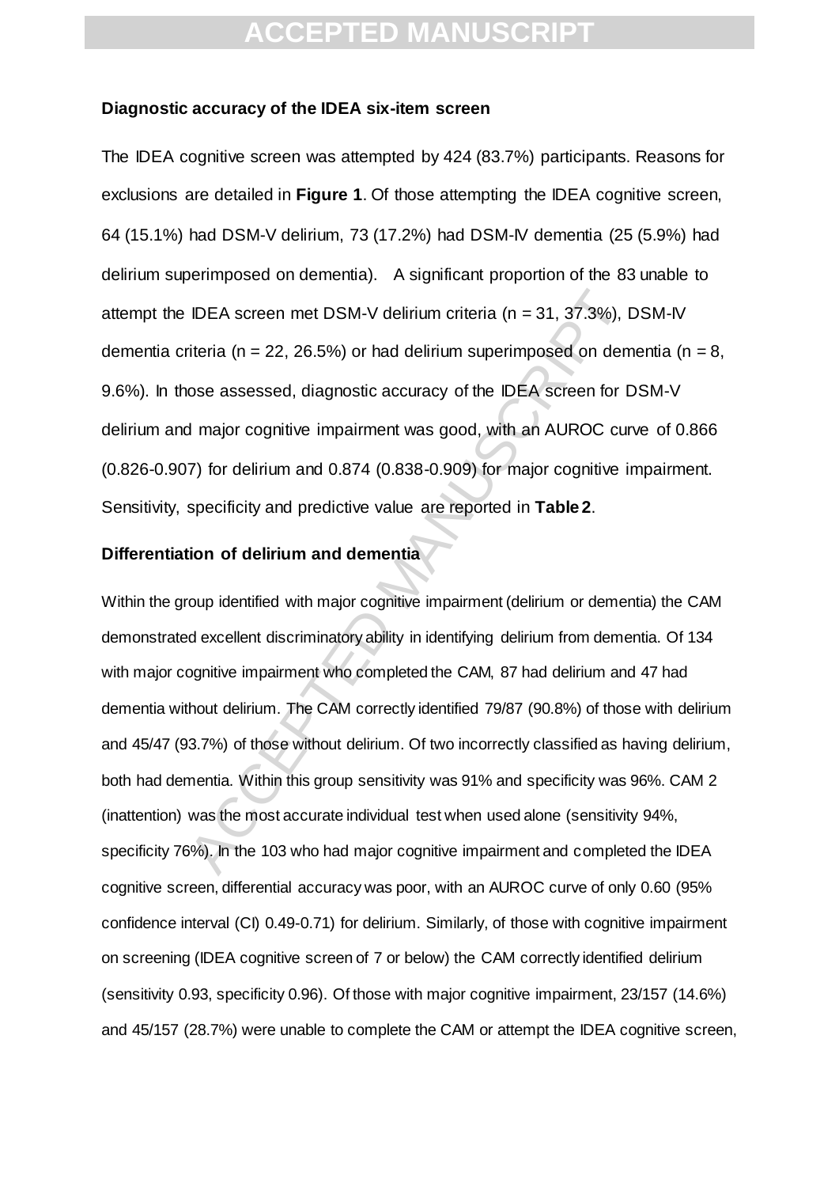**Diagnostic accuracy of the IDEA six-item screen**

The IDEA cognitive screen was attempted by 424 (83.7%) participants. Reasons for exclusions are detailed in **Figure 1**. Of those attempting the IDEA cognitive screen, 64 (15.1%) had DSM-V delirium, 73 (17.2%) had DSM-IV dementia (25 (5.9%) had delirium superimposed on dementia). A significant proportion of the 83 unable to attempt the IDEA screen met DSM-V delirium criteria (n = 31, 37.3%), DSM-IV dementia criteria (n = 22, 26.5%) or had delirium superimposed on dementia (n = 8, 9.6%). In those assessed, diagnostic accuracy of the IDEA screen for DSM-V delirium and major cognitive impairment was good, with an AUROC curve of 0.866 (0.826-0.907) for delirium and 0.874 (0.838-0.909) for major cognitive impairment. Sensitivity, specificity and predictive value are reported in **Table 2**.

**Differentiation of delirium and dementia**

Within the group identified with major cognitive impairment (delirium or dementia) the CAM demonstrated excellent discriminatory ability in identifying delirium from dementia. Of 134 with major cognitive impairment who completed the CAM, 87 had delirium and 47 had dementia without delirium. The CAM correctly identified 79/87 (90.8%) of those with delirium and 45/47 (93.7%) of those without delirium. Of two incorrectly classified as having delirium, both had dementia. Within this group sensitivity was 91% and specificity was 96%. CAM 2 (inattention) was the most accurate individual test when used alone (sensitivity 94%, specificity 76%). In the 103 who had major cognitive impairment and completed the IDEA cognitive screen, differential accuracy was poor, with an AUROC curve of only 0.60 (95% confidence interval (CI) 0.49-0.71) for delirium. Similarly, of those with cognitive impairment on screening (IDEA cognitive screen of 7 or below) the CAM correctly identified delirium (sensitivity 0.93, specificity 0.96). Of those with major cognitive impairment, 23/157 (14.6%) and 45/157 (28.7%) were unable to complete the CAM or attempt the IDEA cognitive screen,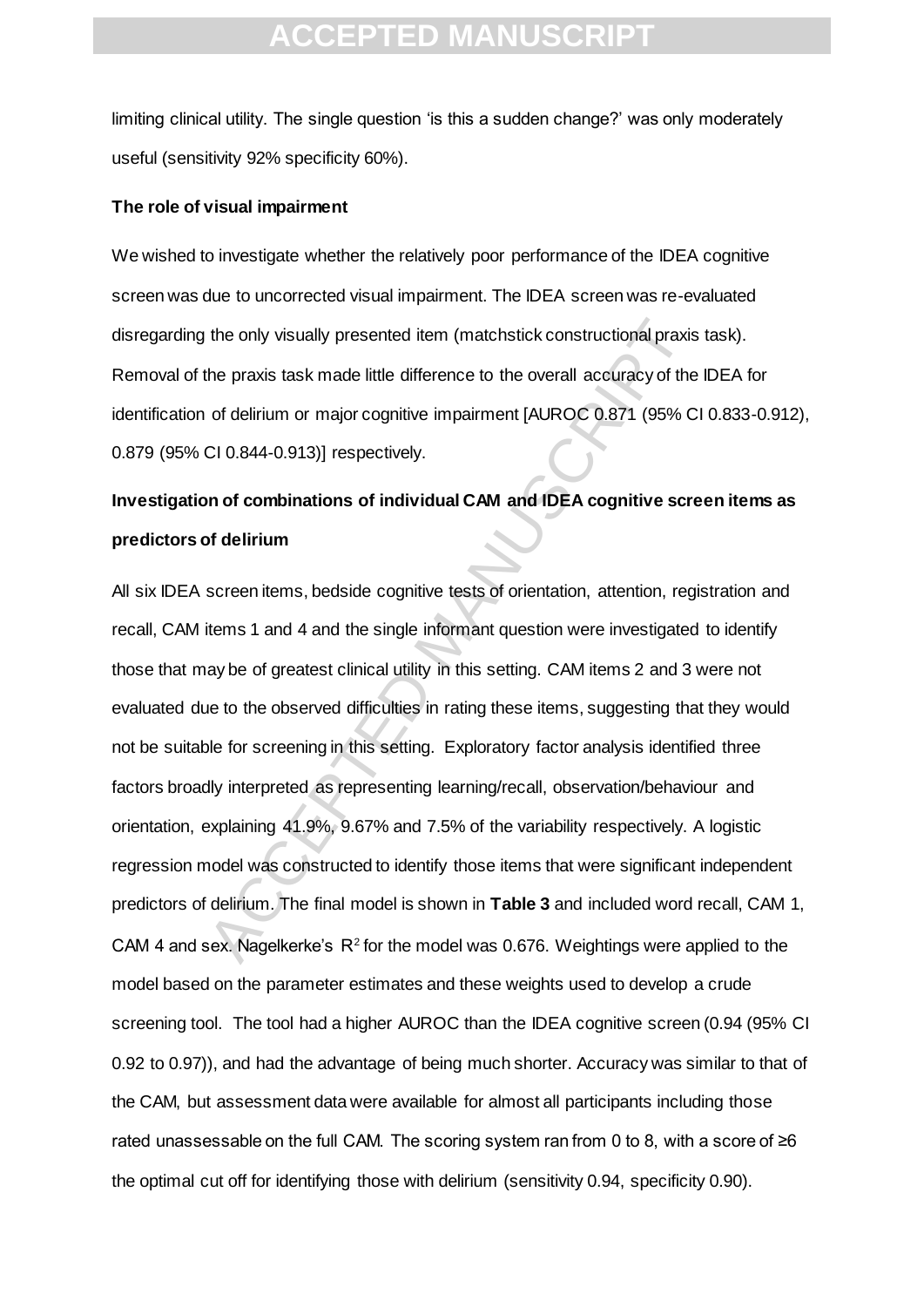limiting clinical utility. The single question 'is this a sudden change?' was only moderately useful (sensitivity 92% specificity 60%).

**The role of visual impairment**

We wished to investigate whether the relatively poor performance of the IDEA cognitive screen was due to uncorrected visual impairment. The IDEA screen was re-evaluated disregarding the only visually presented item (matchstick constructional praxis task). Removal of the praxis task made little difference to the overall accuracy of the IDEA for identification of delirium or major cognitive impairment [AUROC 0.871 (95% CI 0.833-0.912), 0.879 (95% CI 0.844-0.913)] respectively.

**Investigation of combinations of individual CAM and IDEA cognitive screen items as predictors of delirium**

All six IDEA screen items, bedside cognitive tests of orientation, attention, registration and recall, CAM items 1 and 4 and the single informant question were investigated to identify those that may be of greatest clinical utility in this setting. CAM items 2 and 3 were not evaluated due to the observed difficulties in rating these items, suggesting that they would not be suitable for screening in this setting. Exploratory factor analysis identified three factors broadly interpreted as representing learning/recall, observation/behaviour and orientation, explaining 41.9%, 9.67% and 7.5% of the variability respectively. A logistic regression model was constructed to identify those items that were significant independent predictors of delirium. The final model is shown in **Table 3** and included word recall, CAM 1, CAM 4 and sex. Nagelkerke's $R^2$ for the model was 0.676. Weightings were applied to the model based on the parameter estimates and these weights used to develop a crude screening tool. The tool had a higher AUROC than the IDEA cognitive screen (0.94 (95% CI 0.92 to 0.97)), and had the advantage of being much shorter. Accuracy was similar to that of the CAM, but assessment data were available for almost all participants including those rated unassessable on the full CAM. The scoring system ran from 0 to 8, with a score of ≥6 the optimal cut off for identifying those with delirium (sensitivity 0.94, specificity 0.90).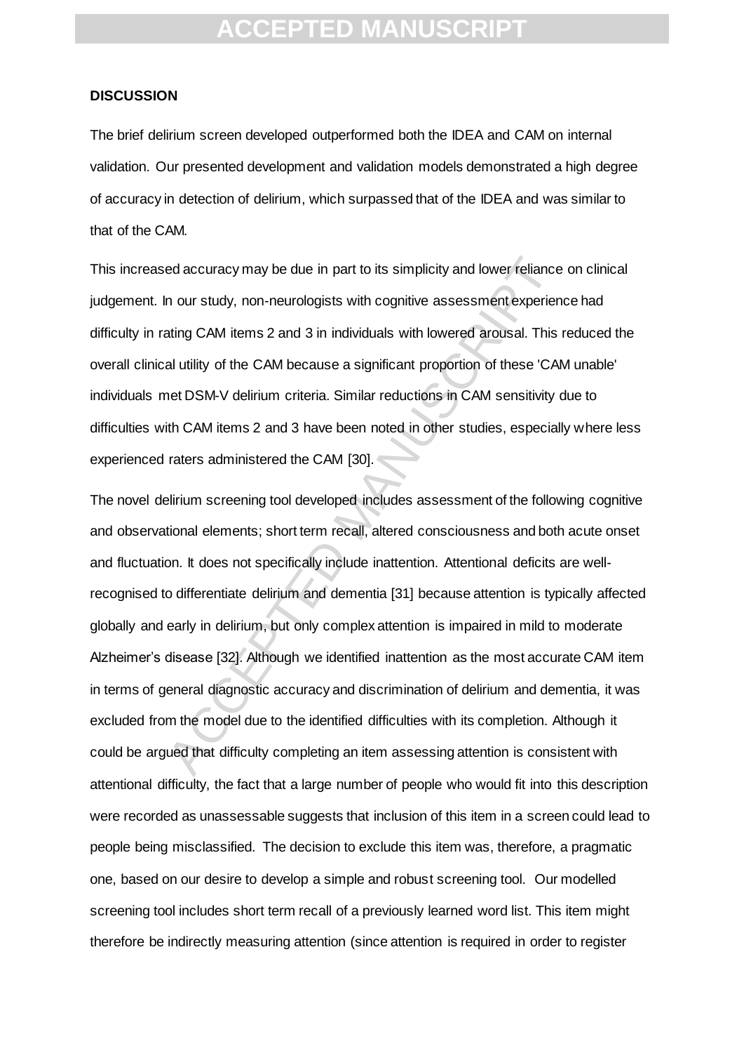**DISCUSSION**

The brief delirium screen developed outperformed both the IDEA and CAM on internal validation. Our presented development and validation models demonstrated a high degree of accuracy in detection of delirium, which surpassed that of the IDEA and was similar to that of the CAM.

This increased accuracy may be due in part to its simplicity and lower reliance on clinical judgement. In our study, non-neurologists with cognitive assessment experience had difficulty in rating CAM items 2 and 3 in individuals with lowered arousal. This reduced the overall clinical utility of the CAM because a significant proportion of these 'CAM unable' individuals met DSM-V delirium criteria. Similar reductions in CAM sensitivity due to difficulties with CAM items 2 and 3 have been noted in other studies, especially where less experienced raters administered the CAM [30].

The novel delirium screening tool developed includes assessment of the following cognitive and observational elements; short term recall, altered consciousness and both acute onset and fluctuation. It does not specifically include inattention. Attentional deficits are well-recognised to differentiate delirium and dementia [31] because attention is typically affected globally and early in delirium, but only complex attention is impaired in mild to moderate Alzheimer's disease [32]. Although we identified inattention as the most accurate CAM item in terms of general diagnostic accuracy and discrimination of delirium and dementia, it was excluded from the model due to the identified difficulties with its completion. Although it could be argued that difficulty completing an item assessing attention is consistent with attentional difficulty, the fact that a large number of people who would fit into this description were recorded as unassessable suggests that inclusion of this item in a screen could lead to people being misclassified. The decision to exclude this item was, therefore, a pragmatic one, based on our desire to develop a simple and robust screening tool. Our modelled screening tool includes short term recall of a previously learned word list. This item might therefore be indirectly measuring attention (since attention is required in order to register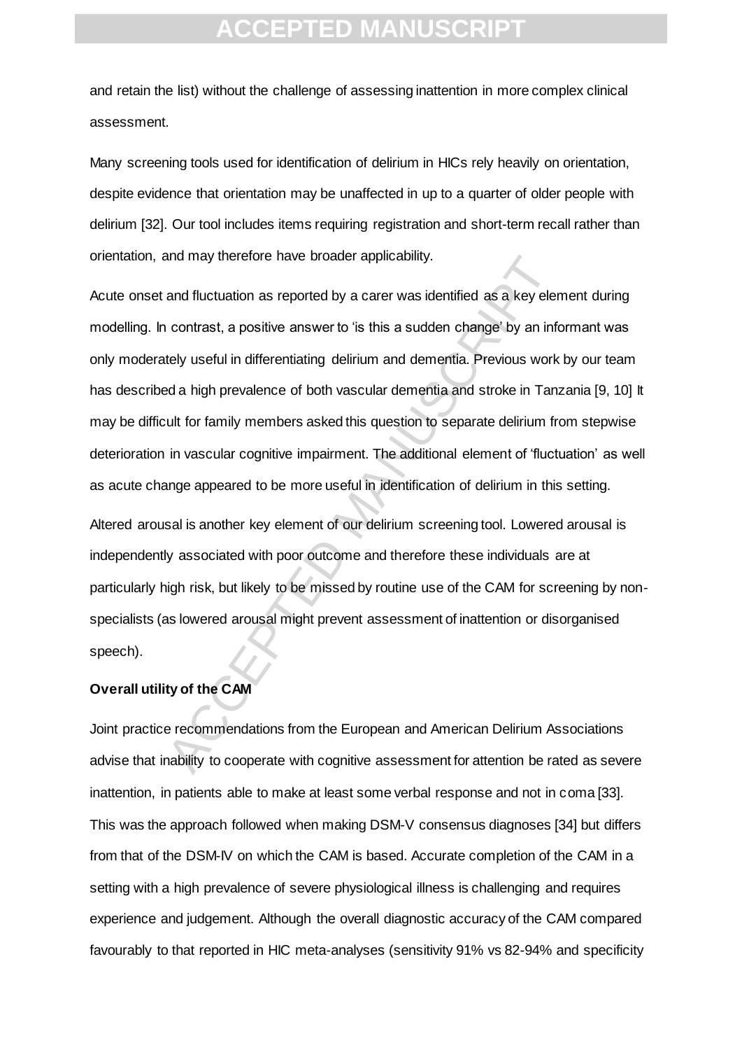and retain the list) without the challenge of assessing inattention in more complex clinical assessment.

Many screening tools used for identification of delirium in HICs rely heavily on orientation, despite evidence that orientation may be unaffected in up to a quarter of older people with delirium [32]. Our tool includes items requiring registration and short-term recall rather than orientation, and may therefore have broader applicability.

Acute onset and fluctuation as reported by a carer was identified as a key element during modelling. In contrast, a positive answer to 'is this a sudden change' by an informant was only moderately useful in differentiating delirium and dementia. Previous work by our team has described a high prevalence of both vascular dementia and stroke in Tanzania [9, 10] It may be difficult for family members asked this question to separate delirium from stepwise deterioration in vascular cognitive impairment. The additional element of 'fluctuation' as well as acute change appeared to be more useful in identification of delirium in this setting.

Altered arousal is another key element of our delirium screening tool. Lowered arousal is independently associated with poor outcome and therefore these individuals are at particularly high risk, but likely to be missed by routine use of the CAM for screening by non-specialists (as lowered arousal might prevent assessment of inattention or disorganised speech).

**Overall utility of the CAM**

Joint practice recommendations from the European and American Delirium Associations advise that inability to cooperate with cognitive assessment for attention be rated as severe inattention, in patients able to make at least some verbal response and not in coma [33]. This was the approach followed when making DSM-V consensus diagnoses [34] but differs from that of the DSM-IV on which the CAM is based. Accurate completion of the CAM in a setting with a high prevalence of severe physiological illness is challenging and requires experience and judgement. Although the overall diagnostic accuracy of the CAM compared favourably to that reported in HIC meta-analyses (sensitivity 91% vs 82-94% and specificity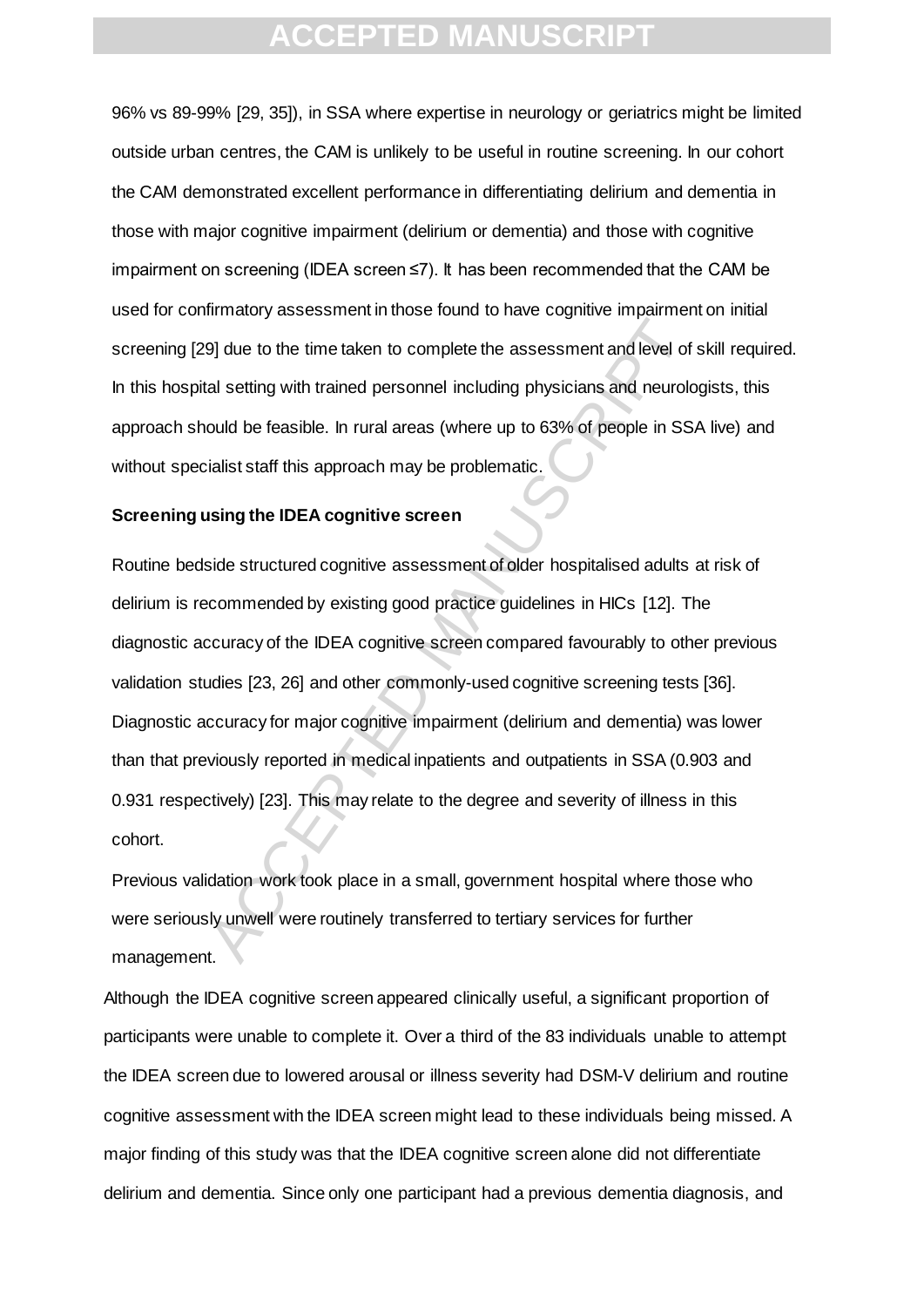96% vs 89-99% [29, 35]), in SSA where expertise in neurology or geriatrics might be limited outside urban centres, the CAM is unlikely to be useful in routine screening. In our cohort the CAM demonstrated excellent performance in differentiating delirium and dementia in those with major cognitive impairment (delirium or dementia) and those with cognitive impairment on screening (IDEA screen ≤7). It has been recommended that the CAM be used for confirmatory assessment in those found to have cognitive impairment on initial screening [29] due to the time taken to complete the assessment and level of skill required. In this hospital setting with trained personnel including physicians and neurologists, this approach should be feasible. In rural areas (where up to 63% of people in SSA live) and without specialist staff this approach may be problematic.

**Screening using the IDEA cognitive screen**

Routine bedside structured cognitive assessment of older hospitalised adults at risk of delirium is recommended by existing good practice guidelines in HICs [12]. The diagnostic accuracy of the IDEA cognitive screen compared favourably to other previous validation studies [23, 26] and other commonly-used cognitive screening tests [36]. Diagnostic accuracy for major cognitive impairment (delirium and dementia) was lower than that previously reported in medical inpatients and outpatients in SSA (0.903 and 0.931 respectively) [23]. This may relate to the degree and severity of illness in this cohort.

Previous validation work took place in a small, government hospital where those who were seriously unwell were routinely transferred to tertiary services for further management.

Although the IDEA cognitive screen appeared clinically useful, a significant proportion of participants were unable to complete it. Over a third of the 83 individuals unable to attempt the IDEA screen due to lowered arousal or illness severity had DSM-V delirium and routine cognitive assessment with the IDEA screen might lead to these individuals being missed. A major finding of this study was that the IDEA cognitive screen alone did not differentiate delirium and dementia. Since only one participant had a previous dementia diagnosis, and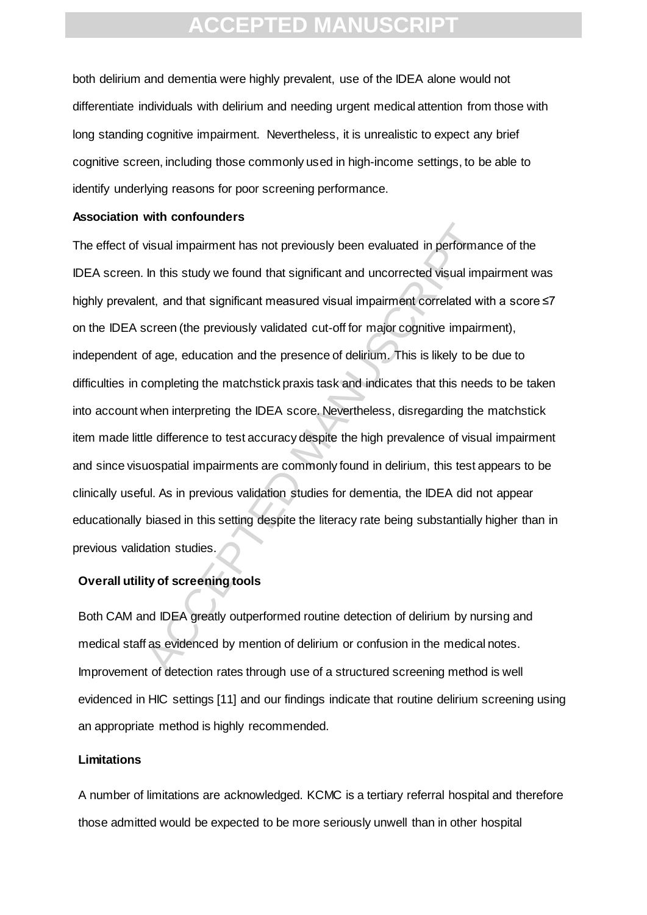both delirium and dementia were highly prevalent, use of the IDEA alone would not differentiate individuals with delirium and needing urgent medical attention from those with long standing cognitive impairment. Nevertheless, it is unrealistic to expect any brief cognitive screen, including those commonly used in high-income settings, to be able to identify underlying reasons for poor screening performance.

**Association with confounders**

The effect of visual impairment has not previously been evaluated in performance of the IDEA screen. In this study we found that significant and uncorrected visual impairment was highly prevalent, and that significant measured visual impairment correlated with a score ≤7 on the IDEA screen (the previously validated cut-off for major cognitive impairment), independent of age, education and the presence of delirium. This is likely to be due to difficulties in completing the matchstick praxis task and indicates that this needs to be taken into account when interpreting the IDEA score. Nevertheless, disregarding the matchstick item made little difference to test accuracy despite the high prevalence of visual impairment and since visuospatial impairments are commonly found in delirium, this test appears to be clinically useful. As in previous validation studies for dementia, the IDEA did not appear educationally biased in this setting despite the literacy rate being substantially higher than in previous validation studies.

**Overall utility of screening tools**

Both CAM and IDEA greatly outperformed routine detection of delirium by nursing and medical staff as evidenced by mention of delirium or confusion in the medical notes. Improvement of detection rates through use of a structured screening method is well evidenced in HIC settings [11] and our findings indicate that routine delirium screening using an appropriate method is highly recommended.

**Limitations**

A number of limitations are acknowledged. KCMC is a tertiary referral hospital and therefore those admitted would be expected to be more seriously unwell than in other hospital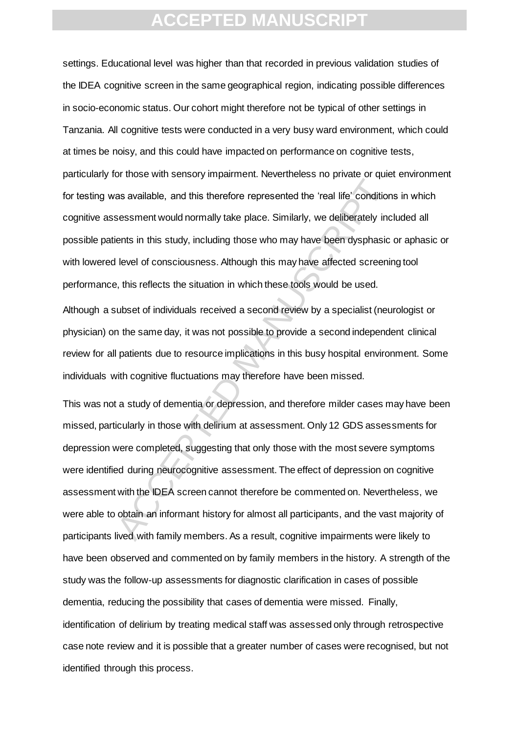settings. Educational level was higher than that recorded in previous validation studies of the IDEA cognitive screen in the same geographical region, indicating possible differences in socio-economic status. Our cohort might therefore not be typical of other settings in Tanzania. All cognitive tests were conducted in a very busy ward environment, which could at times be noisy, and this could have impacted on performance on cognitive tests, particularly for those with sensory impairment. Nevertheless no private or quiet environment for testing was available, and this therefore represented the 'real life' conditions in which cognitive assessment would normally take place. Similarly, we deliberately included all possible patients in this study, including those who may have been dysphasic or aphasic or with lowered level of consciousness. Although this may have affected screening tool performance, this reflects the situation in which these tools would be used.

Although a subset of individuals received a second review by a specialist (neurologist or physician) on the same day, it was not possible to provide a second independent clinical review for all patients due to resource implications in this busy hospital environment. Some individuals with cognitive fluctuations may therefore have been missed.

This was not a study of dementia or depression, and therefore milder cases may have been missed, particularly in those with delirium at assessment. Only 12 GDS assessments for depression were completed, suggesting that only those with the most severe symptoms were identified during neurocognitive assessment. The effect of depression on cognitive assessment with the IDEA screen cannot therefore be commented on. Nevertheless, we were able to obtain an informant history for almost all participants, and the vast majority of participants lived with family members. As a result, cognitive impairments were likely to have been observed and commented on by family members in the history. A strength of the study was the follow-up assessments for diagnostic clarification in cases of possible dementia, reducing the possibility that cases of dementia were missed. Finally, identification of delirium by treating medical staff was assessed only through retrospective case note review and it is possible that a greater number of cases were recognised, but not identified through this process.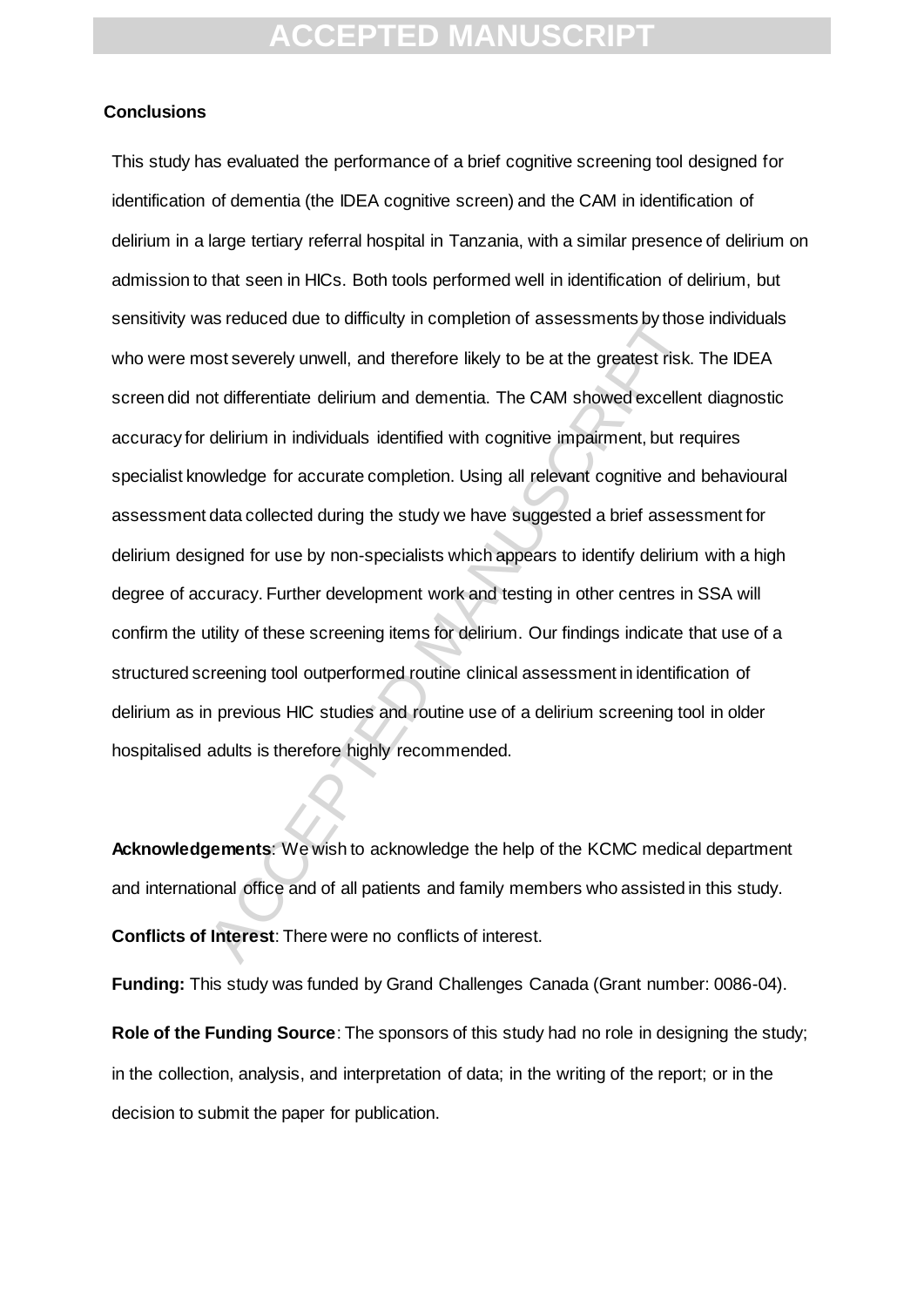## Conclusions

This study has evaluated the performance of a brief cognitive screening tool designed for identification of dementia (the IDEA cognitive screen) and the CAM in identification of delirium in a large tertiary referral hospital in Tanzania, with a similar presence of delirium on admission to that seen in HICs. Both tools performed well in identification of delirium, but sensitivity was reduced due to difficulty in completion of assessments by those individuals who were most severely unwell, and therefore likely to be at the greatest risk. The IDEA screen did not differentiate delirium and dementia. The CAM showed excellent diagnostic accuracy for delirium in individuals identified with cognitive impairment, but requires specialist knowledge for accurate completion. Using all relevant cognitive and behavioural assessment data collected during the study we have suggested a brief assessment for delirium designed for use by non-specialists which appears to identify delirium with a high degree of accuracy. Further development work and testing in other centres in SSA will confirm the utility of these screening items for delirium. Our findings indicate that use of a structured screening tool outperformed routine clinical assessment in identification of delirium as in previous HIC studies and routine use of a delirium screening tool in older hospitalised adults is therefore highly recommended.

**Acknowledgements**: We wish to acknowledge the help of the KCMC medical department and international office and of all patients and family members who assisted in this study.

**Conflicts of Interest**: There were no conflicts of interest.

**Funding:** This study was funded by Grand Challenges Canada (Grant number: 0086-04).

**Role of the Funding Source**: The sponsors of this study had no role in designing the study; in the collection, analysis, and interpretation of data; in the writing of the report; or in the decision to submit the paper for publication.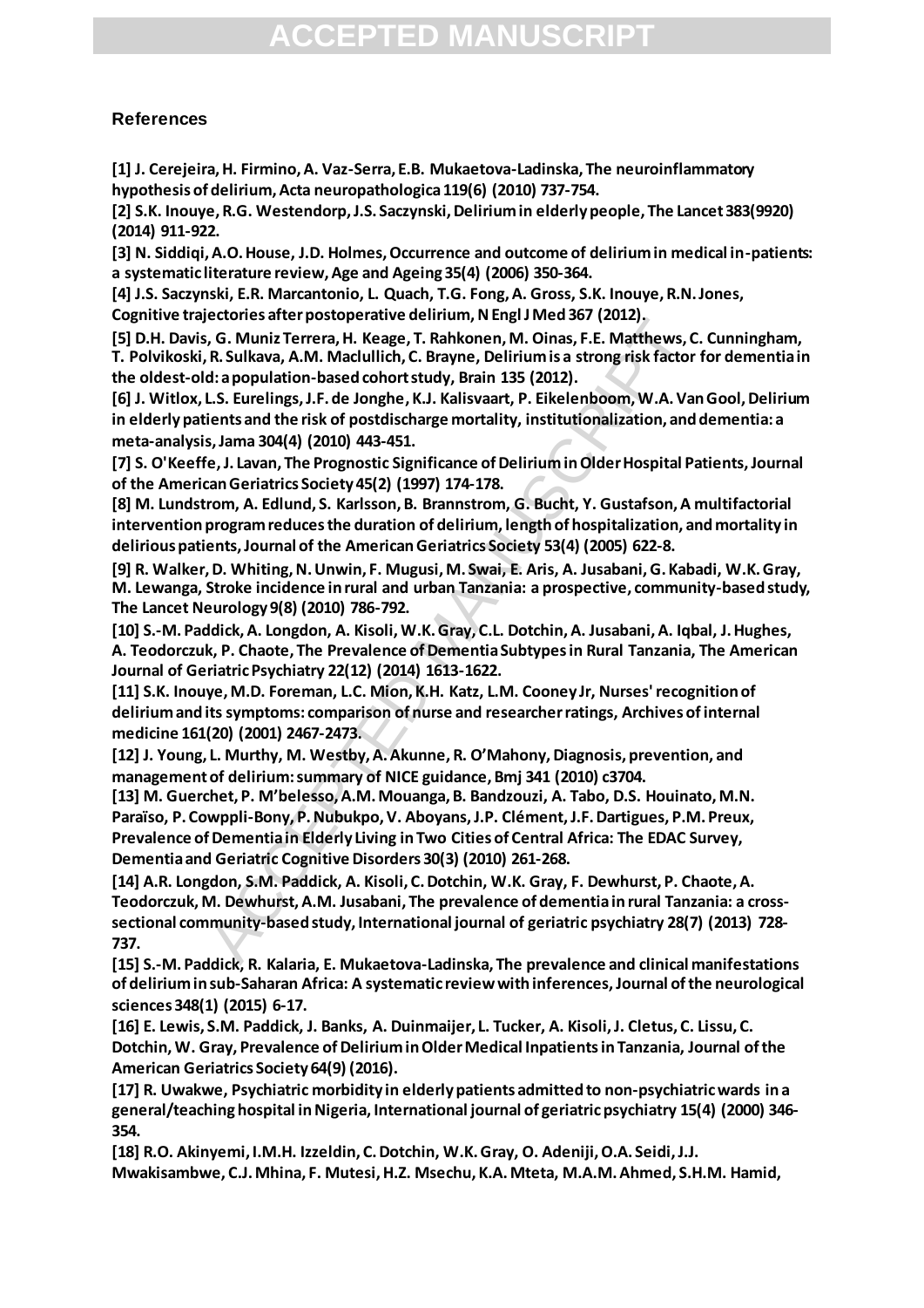## References

[1] J. Cerejeira, H. Firmino, A. Vaz-Serra, E.B. Mukaetova-Ladinska, The neuroinflammatory hypothesis of delirium, Acta neuropathologica 119(6) (2010) 737-754.

[2] S.K. Inouye, R.G. Westendorp, J.S. Saczynski, Delirium in elderly people, The Lancet 383(9920) (2014) 911-922.

[3] N. Siddiqi, A.O. House, J.D. Holmes, Occurrence and outcome of delirium in medical in-patients: a systematic literature review, Age and Ageing 35(4) (2006) 350-364.

[4] J.S. Saczynski, E.R. Marcantonio, L. Quach, T.G. Fong, A. Gross, S.K. Inouye, R.N. Jones, Cognitive trajectories after postoperative delirium, N Engl J Med 367 (2012).

[5] D.H. Davis, G. Muniz Terrera, H. Keage, T. Rahkonen, M. Oinas, F.E. Matthews, C. Cunningham, T. Polvikoski, R. Sulkava, A.M. Maclullich, C. Brayne, Delirium is a strong risk factor for dementia in the oldest-old: a population-based cohort study, Brain 135 (2012).

[6] J. Witlox, L.S. Eurelings, J.F. de Jonghe, K.J. Kalisvaart, P. Eikelenboom, W.A. Van Gool, Delirium in elderly patients and the risk of postdischarge mortality, institutionalization, and dementia: a meta-analysis, Jama 304(4) (2010) 443-451.

[7] S. O'Keeffe, J. Lavan, The Prognostic Significance of Delirium in Older Hospital Patients, Journal of the American Geriatrics Society 45(2) (1997) 174-178.

[8] M. Lundstrom, A. Edlund, S. Karlsson, B. Brannstrom, G. Bucht, Y. Gustafson, A multifactorial intervention program reduces the duration of delirium, length of hospitalization, and mortality in delirious patients, Journal of the American Geriatrics Society 53(4) (2005) 622-8.

[9] R. Walker, D. Whiting, N. Unwin, F. Mugusi, M. Swai, E. Aris, A. Jusabani, G. Kabadi, W.K. Gray, M. Lewanga, Stroke incidence in rural and urban Tanzania: a prospective, community-based study, The Lancet Neurology 9(8) (2010) 786-792.

[10] S.-M. Paddick, A. Longdon, A. Kisoli, W.K. Gray, C.L. Dotchin, A. Jusabani, A. Iqbal, J. Hughes, A. Teodorczuk, P. Chaote, The Prevalence of Dementia Subtypes in Rural Tanzania, The American Journal of Geriatric Psychiatry 22(12) (2014) 1613-1622.

[11] S.K. Inouye, M.D. Foreman, L.C. Mion, K.H. Katz, L.M. Cooney Jr, Nurses' recognition of delirium and its symptoms: comparison of nurse and researcher ratings, Archives of internal medicine 161(20) (2001) 2467-2473.

[12] J. Young, L. Murthy, M. Westby, A. Akunne, R. O'Mahony, Diagnosis, prevention, and management of delirium: summary of NICE guidance, Bmj 341 (2010) c3704.

[13] M. Guerchet, P. M'belesso, A.M. Mouanga, B. Bandzouzi, A. Tabo, D.S. Houinato, M.N. Paraïso, P. Cowppli-Bony, P. Nubukpo, V. Aboyans, J.P. Clément, J.F. Dartigues, P.M. Preux, Prevalence of Dementia in Elderly Living in Two Cities of Central Africa: The EDAC Survey, Dementia and Geriatric Cognitive Disorders 30(3) (2010) 261-268.

[14] A.R. Longdon, S.M. Paddick, A. Kisoli, C. Dotchin, W.K. Gray, F. Dewhurst, P. Chaote, A. Teodorczuk, M. Dewhurst, A.M. Jusabani, The prevalence of dementia in rural Tanzania: a cross-sectional community-based study, International journal of geriatric psychiatry 28(7) (2013) 728-737.

[15] S.-M. Paddick, R. Kalaria, E. Mukaetova-Ladinska, The prevalence and clinical manifestations of delirium in sub-Saharan Africa: A systematic review with inferences, Journal of the neurological sciences 348(1) (2015) 6-17.

[16] E. Lewis, S.M. Paddick, J. Banks, A. Duinmaijer, L. Tucker, A. Kisoli, J. Cletus, C. Lissu, C. Dotchin, W. Gray, Prevalence of Delirium in Older Medical Inpatients in Tanzania, Journal of the American Geriatrics Society 64(9) (2016).

[17] R. Uwakwe, Psychiatric morbidity in elderly patients admitted to non-psychiatric wards in a general/teaching hospital in Nigeria, International journal of geriatric psychiatry 15(4) (2000) 346-354.

[18] R.O. Akinyemi, I.M.H. Izzeldin, C. Dotchin, W.K. Gray, O. Adeniji, O.A. Seidi, J.J. Mwakisambwe, C.J. Mhina, F. Mutesi, H.Z. Msechu, K.A. Mteta, M.A.M. Ahmed, S.H.M. Hamid,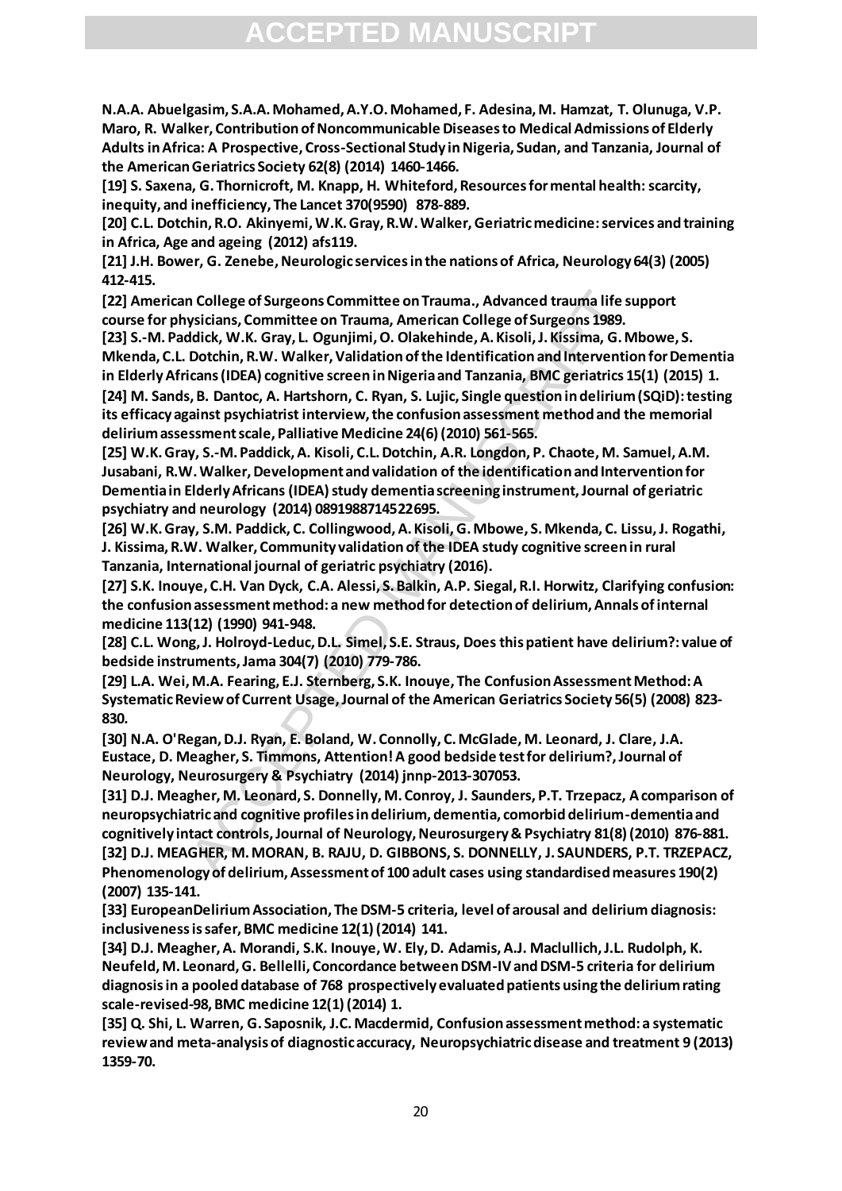N.A.A. Abuelgasim, S.A.A. Mohamed, A.Y.O. Mohamed, F. Adesina, M. Hamzat, T. Olunuga, V.P. Maro, R. Walker, Contribution of Noncommunicable Diseases to Medical Admissions of Elderly Adults in Africa: A Prospective, Cross-Sectional Study in Nigeria, Sudan, and Tanzania, Journal of the American Geriatrics Society 62(8) (2014) 1460-1466.

[19] S. Saxena, G. Thornicroft, M. Knapp, H. Whiteford, Resources for mental health: scarcity, inequity, and inefficiency, The Lancet 370(9590) 878-889.

[20] C.L. Dotchin, R.O. Akinyemi, W.K. Gray, R.W. Walker, Geriatric medicine: services and training in Africa, Age and ageing (2012) afs119.

[21] J.H. Bower, G. Zenebe, Neurologic services in the nations of Africa, Neurology 64(3) (2005) 412-415.

[22] American College of Surgeons Committee on Trauma., Advanced trauma life support course for physicians, Committee on Trauma, American College of Surgeons 1989.

[23] S.-M. Paddick, W.K. Gray, L. Ogunjimi, O. Olakehinde, A. Kisoli, J. Kissima, G. Mbowe, S. Mkenda, C.L. Dotchin, R.W. Walker, Validation of the Identification and Intervention for Dementia in Elderly Africans (IDEA) cognitive screen in Nigeria and Tanzania, BMC geriatrics 15(1) (2015) 1.

[24] M. Sands, B. Dantoc, A. Hartshorn, C. Ryan, S. Lujic, Single question in delirium (SQiD): testing its efficacy against psychiatrist interview, the confusion assessment method and the memorial delirium assessment scale, Palliative Medicine 24(6) (2010) 561-565.

[25] W.K. Gray, S.-M. Paddick, A. Kisoli, C.L. Dotchin, A.R. Longdon, P. Chaote, M. Samuel, A.M. Jusabani, R.W. Walker, Development and validation of the identification and Intervention for Dementia in Elderly Africans (IDEA) study dementia screening instrument, Journal of geriatric psychiatry and neurology (2014) 0891988714522695.

[26] W.K. Gray, S.M. Paddick, C. Collingwood, A. Kisoli, G. Mbowe, S. Mkenda, C. Lissu, J. Rogathi, J. Kissima, R.W. Walker, Community validation of the IDEA study cognitive screen in rural Tanzania, International journal of geriatric psychiatry (2016).

[27] S.K. Inouye, C.H. Van Dyck, C.A. Alessi, S. Balkin, A.P. Siegal, R.I. Horwitz, Clarifying confusion: the confusion assessment method: a new method for detection of delirium, Annals of internal medicine 113(12) (1990) 941-948.

[28] C.L. Wong, J. Holroyd-Leduc, D.L. Simel, S.E. Straus, Does this patient have delirium?: value of bedside instruments, Jama 304(7) (2010) 779-786.

[29] L.A. Wei, M.A. Fearing, E.J. Sternberg, S.K. Inouye, The Confusion Assessment Method: A Systematic Review of Current Usage, Journal of the American Geriatrics Society 56(5) (2008) 823-830.

[30] N.A. O'Regan, D.J. Ryan, E. Boland, W. Connolly, C. McGlade, M. Leonard, J. Clare, J.A. Eustace, D. Meagher, S. Timmons, Attention! A good bedside test for delirium?, Journal of Neurology, Neurosurgery & Psychiatry (2014) jnnp-2013-307053.

[31] D.J. Meagher, M. Leonard, S. Donnelly, M. Conroy, J. Saunders, P.T. Trzepacz, A comparison of neuropsychiatric and cognitive profiles in delirium, dementia, comorbid delirium-dementia and cognitively intact controls, Journal of Neurology, Neurosurgery & Psychiatry 81(8) (2010) 876-881.

[32] D.J. MEAGHER, M. MORAN, B. RAJU, D. GIBBONS, S. DONNELLY, J. SAUNDERS, P.T. TRZEPACZ, Phenomenology of delirium, Assessment of 100 adult cases using standardised measures 190(2) (2007) 135-141.

[33] EuropeanDelirium Association, The DSM-5 criteria, level of arousal and delirium diagnosis: inclusiveness is safer, BMC medicine 12(1) (2014) 141.

[34] D.J. Meagher, A. Morandi, S.K. Inouye, W. Ely, D. Adamis, A.J. Maclullich, J.L. Rudolph, K. Neufeld, M. Leonard, G. Bellelli, Concordance between DSM-IV and DSM-5 criteria for delirium diagnosis in a pooled database of 768 prospectively evaluated patients using the delirium rating scale-revised-98, BMC medicine 12(1) (2014) 1.

[35] Q. Shi, L. Warren, G. Saposnik, J.C. Macdermid, Confusion assessment method: a systematic review and meta-analysis of diagnostic accuracy, Neuropsychiatric disease and treatment 9 (2013) 1359-70.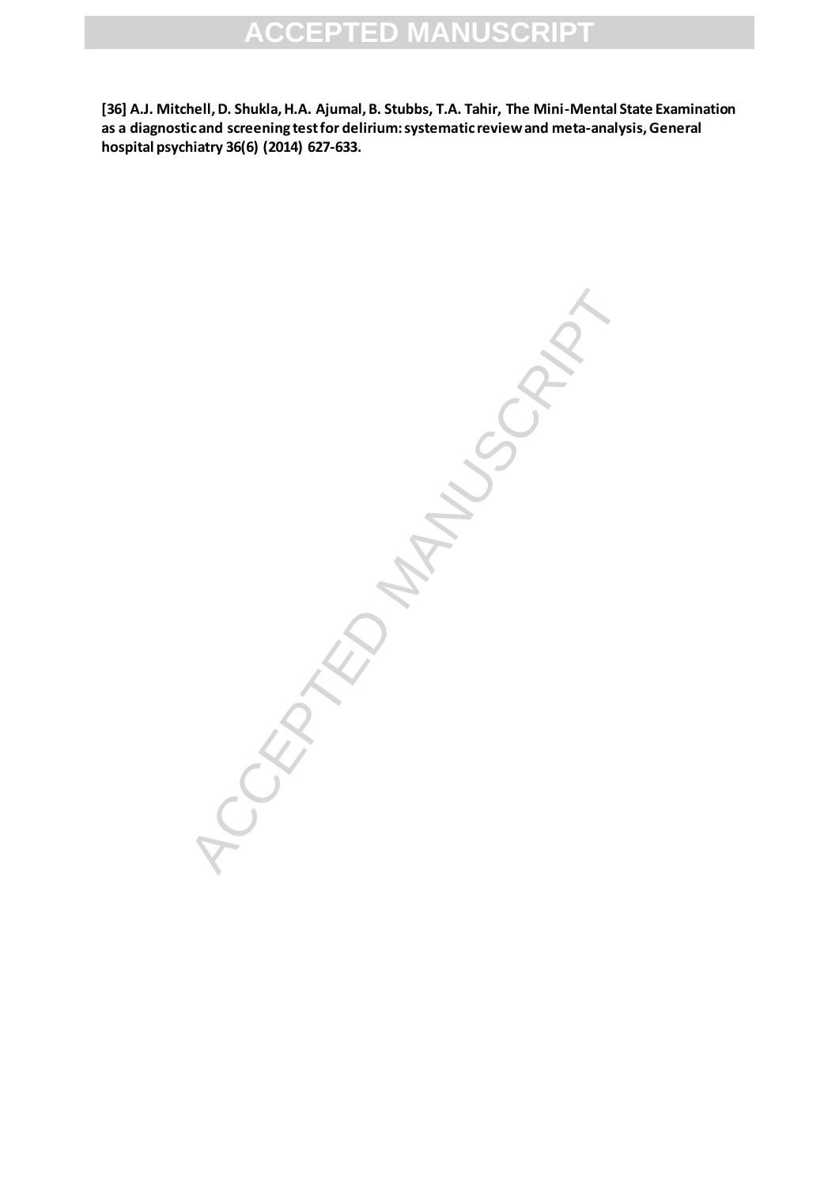**[36] A.J. Mitchell, D. Shukla, H.A. Ajumal, B. Stubbs, T.A. Tahir, The Mini-Mental State Examination as a diagnostic and screening test for delirium: systematic review and meta-analysis, General hospital psychiatry 36(6) (2014) 627-633.**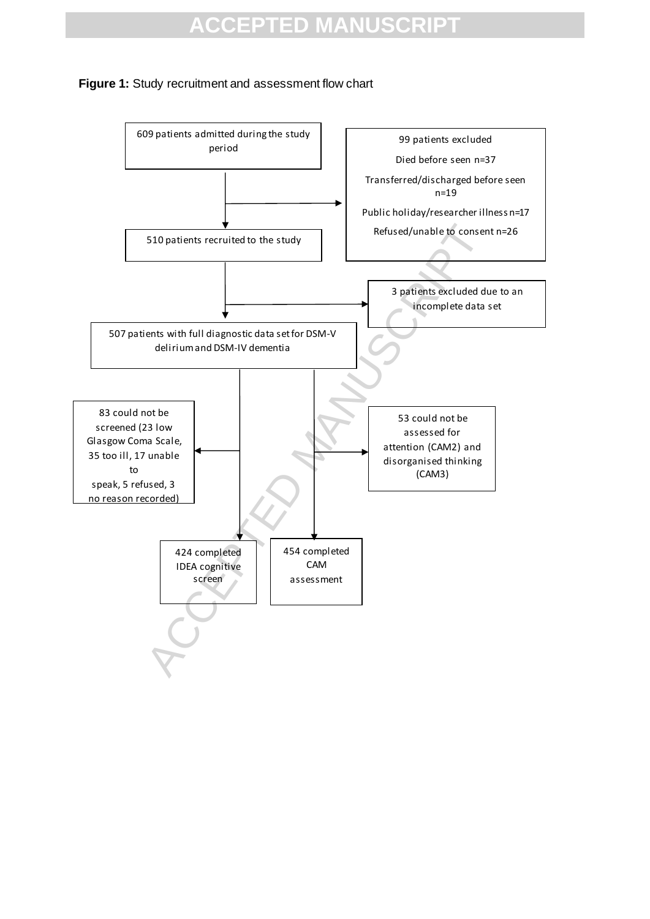**Figure 1:** Study recruitment and assessment flow chart

609 patients admitted during the study period

99 patients excluded

Died before seen n=37

Transferred/discharged before seen n=19

Public holiday/researcher illness n=17

Refused/unable to consent n=26

510 patients recruited to the study

3 patients excluded due to an incomplete data set

507 patients with full diagnostic data set for DSM-V delirium and DSM-IV dementia

83 could not be screened (23 low Glasgow Coma Scale, 35 too ill, 17 unable to speak, 5 refused, 3 no reason recorded)

53 could not be assessed for attention (CAM2) and disorganised thinking (CAM3)

424 completed IDEA cognitive screen

454 completed CAM assessment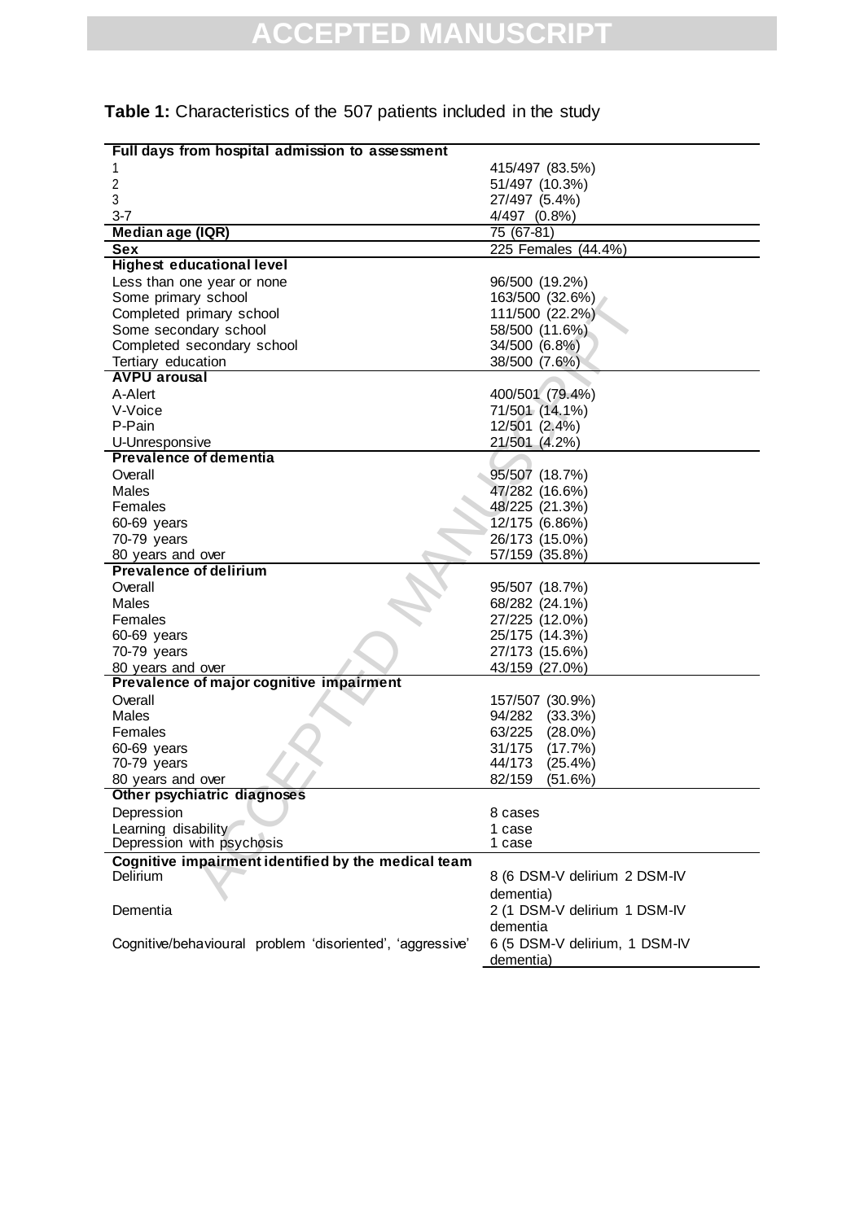**Table 1:** Characteristics of the 507 patients included in the study

| **Full days from hospital admission to assessment** | |
|---|---|
| 1 | 415/497 (83.5%) |
| 2 | 51/497 (10.3%) |
| 3 | 27/497 (5.4%) |
| 3-7 | 4/497 (0.8%) |
| **Median age (IQR)** | 75 (67-81) |
| **Sex** | 225 Females (44.4%) |
| **Highest educational level** | |
| Less than one year or none | 96/500 (19.2%) |
| Some primary school | 163/500 (32.6%) |
| Completed primary school | 111/500 (22.2%) |
| Some secondary school | 58/500 (11.6%) |
| Completed secondary school | 34/500 (6.8%) |
| Tertiary education | 38/500 (7.6%) |
| **AVPU arousal** | |
| A-Alert | 400/501 (79.4%) |
| V-Voice | 71/501 (14.1%) |
| P-Pain | 12/501 (2.4%) |
| U-Unresponsive | 21/501 (4.2%) |
| **Prevalence of dementia** | |
| Overall | 95/507 (18.7%) |
| Males | 47/282 (16.6%) |
| Females | 48/225 (21.3%) |
| 60-69 years | 12/175 (6.86%) |
| 70-79 years | 26/173 (15.0%) |
| 80 years and over | 57/159 (35.8%) |
| **Prevalence of delirium** | |
| Overall | 95/507 (18.7%) |
| Males | 68/282 (24.1%) |
| Females | 27/225 (12.0%) |
| 60-69 years | 25/175 (14.3%) |
| 70-79 years | 27/173 (15.6%) |
| 80 years and over | 43/159 (27.0%) |
| **Prevalence of major cognitive impairment** | |
| Overall | 157/507 (30.9%) |
| Males | 94/282 (33.3%) |
| Females | 63/225 (28.0%) |
| 60-69 years | 31/175 (17.7%) |
| 70-79 years | 44/173 (25.4%) |
| 80 years and over | 82/159 (51.6%) |
| **Other psychiatric diagnoses** | |
| Depression | 8 cases |
| Learning disability | 1 case |
| Depression with psychosis | 1 case |
| **Cognitive impairment identified by the medical team** | |
| Delirium | 8 (6 DSM-V delirium 2 DSM-IV dementia) |
| Dementia | 2 (1 DSM-V delirium 1 DSM-IV dementia |
| Cognitive/behavioural problem 'disoriented', 'aggressive' | 6 (5 DSM-V delirium, 1 DSM-IV dementia) |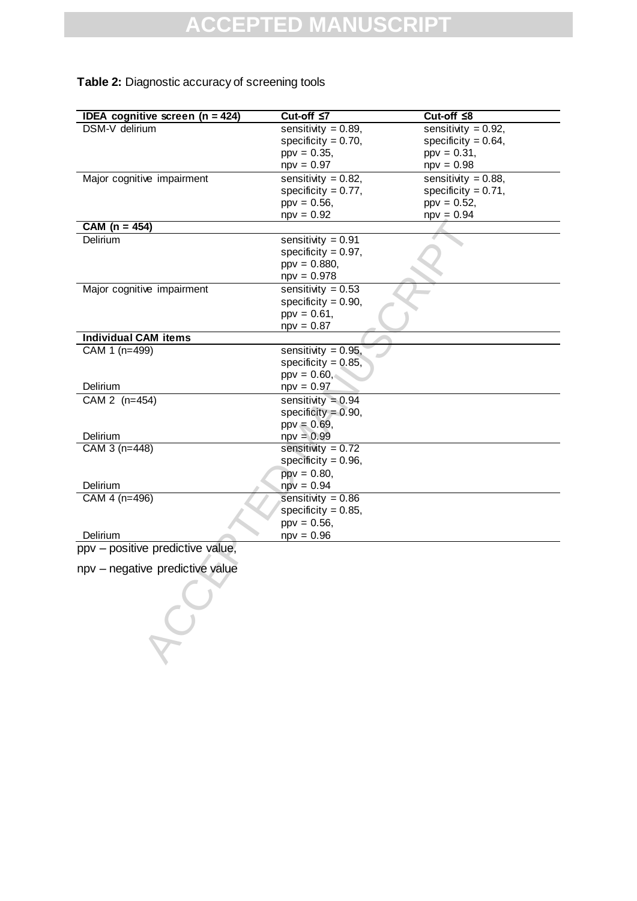**Table 2:** Diagnostic accuracy of screening tools

| IDEA cognitive screen (n = 424) | Cut-off ≤7 | Cut-off ≤8 |
|---|---|---|
| DSM-V delirium | sensitivity = 0.89, specificity = 0.70, ppv = 0.35, npv = 0.97 | sensitivity = 0.92, specificity = 0.64, ppv = 0.31, npv = 0.98 |
| Major cognitive impairment | sensitivity = 0.82, specificity = 0.77, ppv = 0.56, npv = 0.92 | sensitivity = 0.88, specificity = 0.71, ppv = 0.52, npv = 0.94 |
| **CAM (n = 454)** | | |
| Delirium | sensitivity = 0.91 specificity = 0.97, ppv = 0.880, npv = 0.978 | |
| Major cognitive impairment | sensitivity = 0.53 specificity = 0.90, ppv = 0.61, npv = 0.87 | |
| **Individual CAM items** | | |
| CAM 1 (n=499) Delirium | sensitivity = 0.95, specificity = 0.85, ppv = 0.60, npv = 0.97 | |
| CAM 2 (n=454) Delirium | sensitivity = 0.94 specificity = 0.90, ppv = 0.69, npv = 0.99 | |
| CAM 3 (n=448) Delirium | sensitivity = 0.72 specificity = 0.96, ppv = 0.80, npv = 0.94 | |
| CAM 4 (n=496) Delirium | sensitivity = 0.86 specificity = 0.85, ppv = 0.56, npv = 0.96 | |

ppv – positive predictive value,

npv – negative predictive value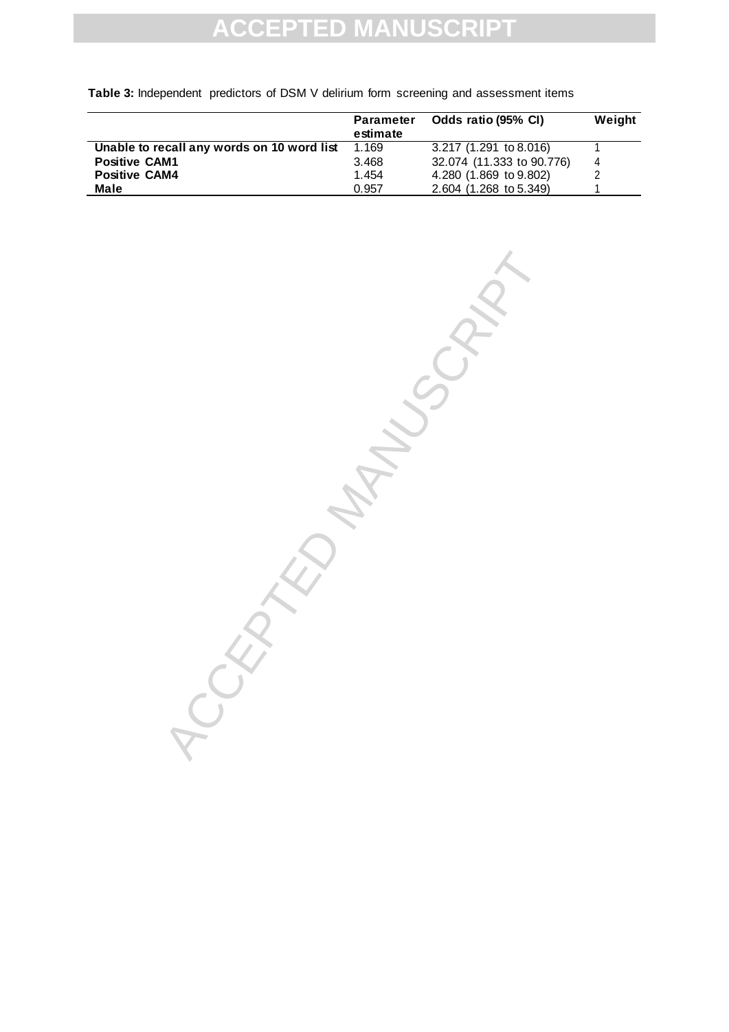**Table 3:** Independent predictors of DSM V delirium form screening and assessment items

| | Parameter estimate | Odds ratio (95% CI) | Weight |
|---|---|---|---|
| **Unable to recall any words on 10 word list** | 1.169 | 3.217 (1.291 to 8.016) | 1 |
| **Positive CAM1** | 3.468 | 32.074 (11.333 to 90.776) | 4 |
| **Positive CAM4** | 1.454 | 4.280 (1.869 to 9.802) | 2 |
| **Male** | 0.957 | 2.604 (1.268 to 5.349) | 1 |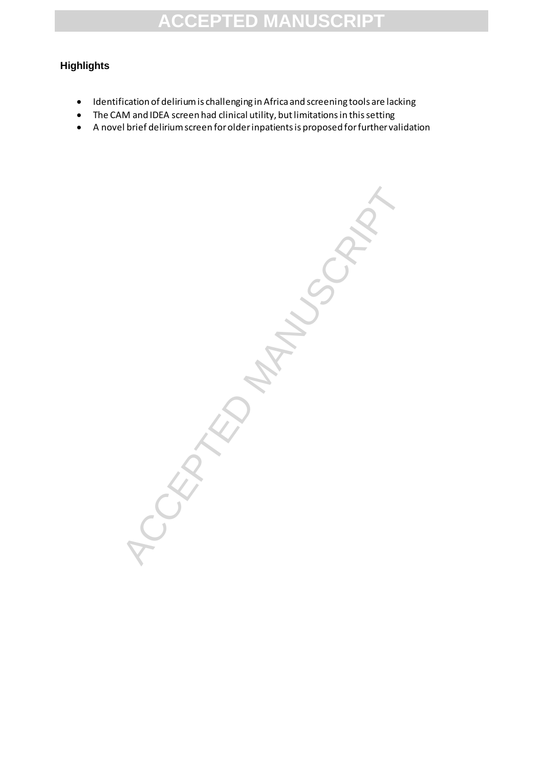**Highlights**

- Identification of delirium is challenging in Africa and screening tools are lacking
- The CAM and IDEA screen had clinical utility, but limitations in this setting
- A novel brief delirium screen for older inpatients is proposed for further validation